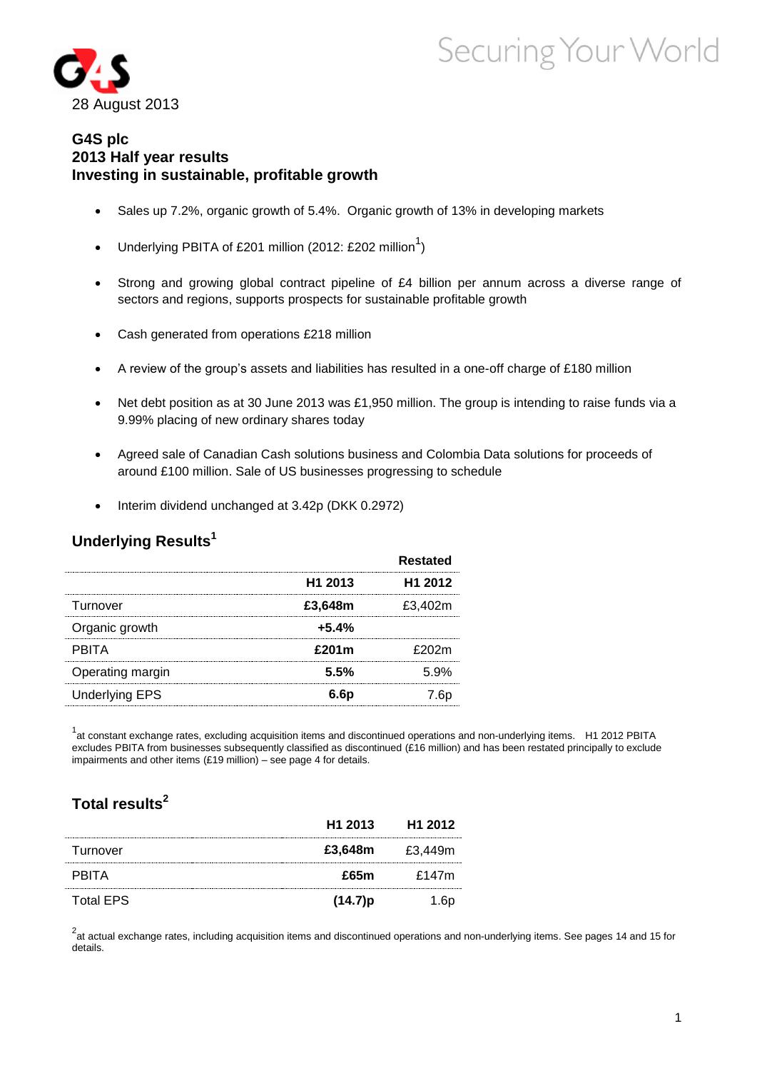28 August 2013

# G4S plc
## 2013 Half year results
## Investing in sustainable, profitable growth

- Sales up 7.2%, organic growth of 5.4%. Organic growth of 13% in developing markets
- Underlying PBITA of £201 million (2012: £202 million[1])
- Strong and growing global contract pipeline of £4 billion per annum across a diverse range of sectors and regions, supports prospects for sustainable profitable growth
- Cash generated from operations £218 million
- A review of the group's assets and liabilities has resulted in a one-off charge of £180 million
- Net debt position as at 30 June 2013 was £1,950 million. The group is intending to raise funds via a 9.99% placing of new ordinary shares today
- Agreed sale of Canadian Cash solutions business and Colombia Data solutions for proceeds of around £100 million. Sale of US businesses progressing to schedule
- Interim dividend unchanged at 3.42p (DKK 0.2972)

## Underlying Results[1]

| | H1 2013 | Restated H1 2012 |
|---|---|---|
| Turnover | **£3,648m** | £3,402m |
| Organic growth | **+5.4%** | |
| PBITA | **£201m** | £202m |
| Operating margin | **5.5%** | 5.9% |
| Underlying EPS | **6.6p** | 7.6p |

[1] at constant exchange rates, excluding acquisition items and discontinued operations and non-underlying items. H1 2012 PBITA excludes PBITA from businesses subsequently classified as discontinued (£16 million) and has been restated principally to exclude impairments and other items (£19 million) – see page 4 for details.

## Total results[2]

| | H1 2013 | H1 2012 |
|---|---|---|
| Turnover | **£3,648m** | £3,449m |
| PBITA | **£65m** | £147m |
| Total EPS | **(14.7)p** | 1.6p |

[2] at actual exchange rates, including acquisition items and discontinued operations and non-underlying items. See pages 14 and 15 for details.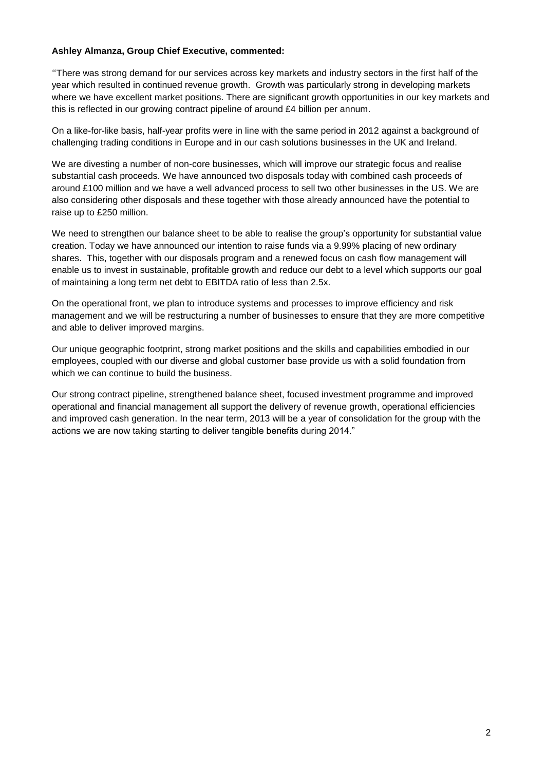**Ashley Almanza, Group Chief Executive, commented:**

''There was strong demand for our services across key markets and industry sectors in the first half of the year which resulted in continued revenue growth. Growth was particularly strong in developing markets where we have excellent market positions. There are significant growth opportunities in our key markets and this is reflected in our growing contract pipeline of around £4 billion per annum.

On a like-for-like basis, half-year profits were in line with the same period in 2012 against a background of challenging trading conditions in Europe and in our cash solutions businesses in the UK and Ireland.

We are divesting a number of non-core businesses, which will improve our strategic focus and realise substantial cash proceeds. We have announced two disposals today with combined cash proceeds of around £100 million and we have a well advanced process to sell two other businesses in the US. We are also considering other disposals and these together with those already announced have the potential to raise up to £250 million.

We need to strengthen our balance sheet to be able to realise the group's opportunity for substantial value creation. Today we have announced our intention to raise funds via a 9.99% placing of new ordinary shares. This, together with our disposals program and a renewed focus on cash flow management will enable us to invest in sustainable, profitable growth and reduce our debt to a level which supports our goal of maintaining a long term net debt to EBITDA ratio of less than 2.5x.

On the operational front, we plan to introduce systems and processes to improve efficiency and risk management and we will be restructuring a number of businesses to ensure that they are more competitive and able to deliver improved margins.

Our unique geographic footprint, strong market positions and the skills and capabilities embodied in our employees, coupled with our diverse and global customer base provide us with a solid foundation from which we can continue to build the business.

Our strong contract pipeline, strengthened balance sheet, focused investment programme and improved operational and financial management all support the delivery of revenue growth, operational efficiencies and improved cash generation. In the near term, 2013 will be a year of consolidation for the group with the actions we are now taking starting to deliver tangible benefits during 2014."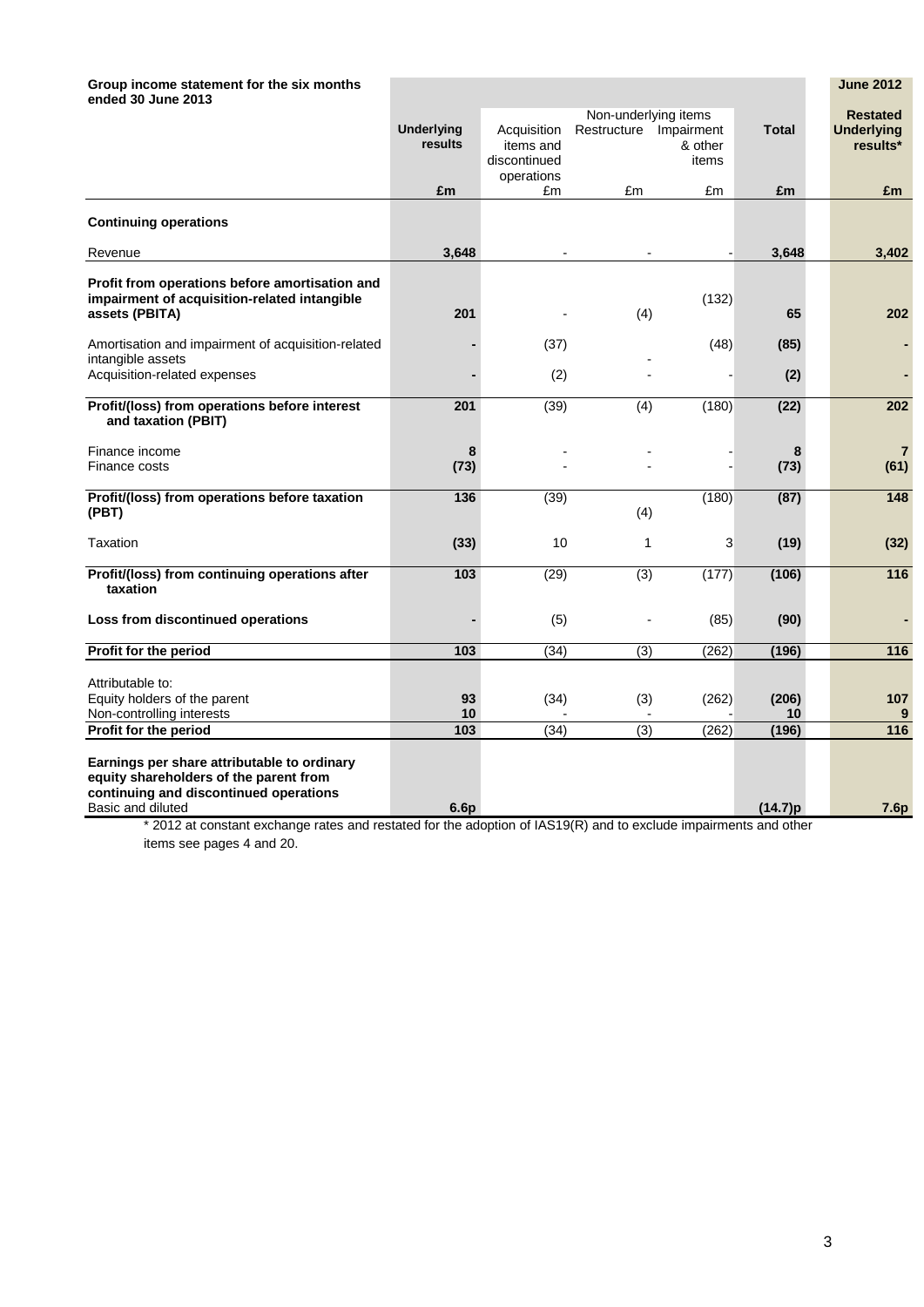| Group income statement for the six months ended 30 June 2013 | Underlying results | Non-underlying items | | | Total | June 2012 Restated Underlying results* |
|---|---|---|---|---|---|---|
| | | Acquisition items and discontinued operations | Restructure | Impairment & other items | | |
| | £m | £m | £m | £m | £m | £m |
| **Continuing operations** | | | | | | |
| Revenue | **3,648** | - | - | - | **3,648** | **3,402** |
| **Profit from operations before amortisation and impairment of acquisition-related intangible assets (PBITA)** | **201** | - | (4) | (132) | **65** | **202** |
| Amortisation and impairment of acquisition-related intangible assets | **-** | (37) | - | (48) | **(85)** | **-** |
| Acquisition-related expenses | **-** | (2) | - | - | **(2)** | **-** |
| **Profit/(loss) from operations before interest and taxation (PBIT)** | **201** | (39) | (4) | (180) | **(22)** | **202** |
| Finance income | **8** | - | - | - | **8** | **7** |
| Finance costs | **(73)** | - | - | - | **(73)** | **(61)** |
| **Profit/(loss) from operations before taxation (PBT)** | **136** | (39) | (4) | (180) | **(87)** | **148** |
| Taxation | **(33)** | 10 | 1 | 3 | **(19)** | **(32)** |
| **Profit/(loss) from continuing operations after taxation** | **103** | (29) | (3) | (177) | **(106)** | **116** |
| **Loss from discontinued operations** | **-** | (5) | - | (85) | **(90)** | **-** |
| **Profit for the period** | **103** | (34) | (3) | (262) | **(196)** | **116** |
| Attributable to: | | | | | | |
| Equity holders of the parent | **93** | (34) | (3) | (262) | **(206)** | **107** |
| Non-controlling interests | **10** | - | - | - | **10** | **9** |
| **Profit for the period** | **103** | (34) | (3) | (262) | **(196)** | **116** |
| **Earnings per share attributable to ordinary equity shareholders of the parent from continuing and discontinued operations** | | | | | | |
| Basic and diluted | **6.6p** | | | | **(14.7)p** | **7.6p** |

\* 2012 at constant exchange rates and restated for the adoption of IAS19(R) and to exclude impairments and other items see pages 4 and 20.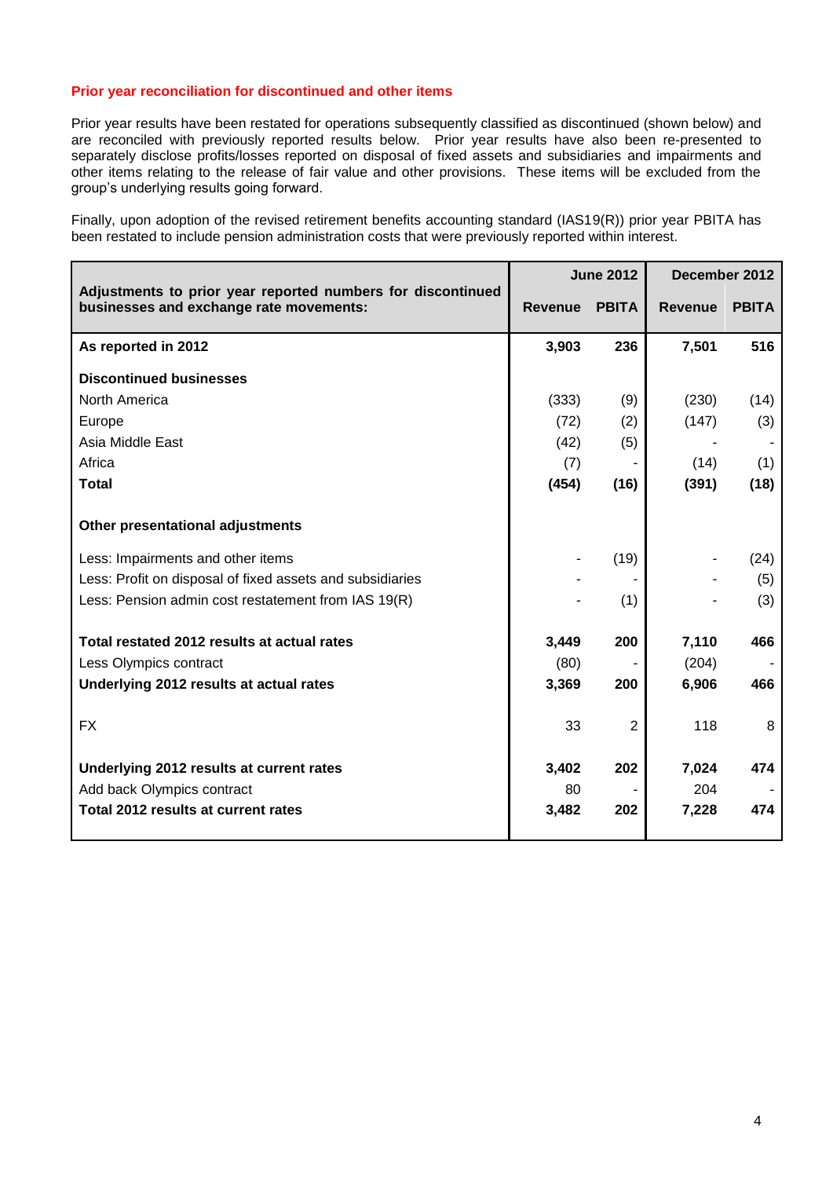**Prior year reconciliation for discontinued and other items**

Prior year results have been restated for operations subsequently classified as discontinued (shown below) and are reconciled with previously reported results below. Prior year results have also been re-presented to separately disclose profits/losses reported on disposal of fixed assets and subsidiaries and impairments and other items relating to the release of fair value and other provisions. These items will be excluded from the group's underlying results going forward.

Finally, upon adoption of the revised retirement benefits accounting standard (IAS19(R)) prior year PBITA has been restated to include pension administration costs that were previously reported within interest.

| Adjustments to prior year reported numbers for discontinued businesses and exchange rate movements: | June 2012 | | December 2012 | |
|---|---|---|---|---|
| | **Revenue** | **PBITA** | **Revenue** | **PBITA** |
| **As reported in 2012** | **3,903** | **236** | **7,501** | **516** |
| **Discontinued businesses** | | | | |
| North America | (333) | (9) | (230) | (14) |
| Europe | (72) | (2) | (147) | (3) |
| Asia Middle East | (42) | (5) | - | - |
| Africa | (7) | - | (14) | (1) |
| **Total** | **(454)** | **(16)** | **(391)** | **(18)** |
| **Other presentational adjustments** | | | | |
| Less: Impairments and other items | - | (19) | - | (24) |
| Less: Profit on disposal of fixed assets and subsidiaries | - | - | - | (5) |
| Less: Pension admin cost restatement from IAS 19(R) | - | (1) | - | (3) |
| **Total restated 2012 results at actual rates** | **3,449** | **200** | **7,110** | **466** |
| Less Olympics contract | (80) | - | (204) | - |
| **Underlying 2012 results at actual rates** | **3,369** | **200** | **6,906** | **466** |
| FX | 33 | 2 | 118 | 8 |
| **Underlying 2012 results at current rates** | **3,402** | **202** | **7,024** | **474** |
| Add back Olympics contract | 80 | - | 204 | - |
| **Total 2012 results at current rates** | **3,482** | **202** | **7,228** | **474** |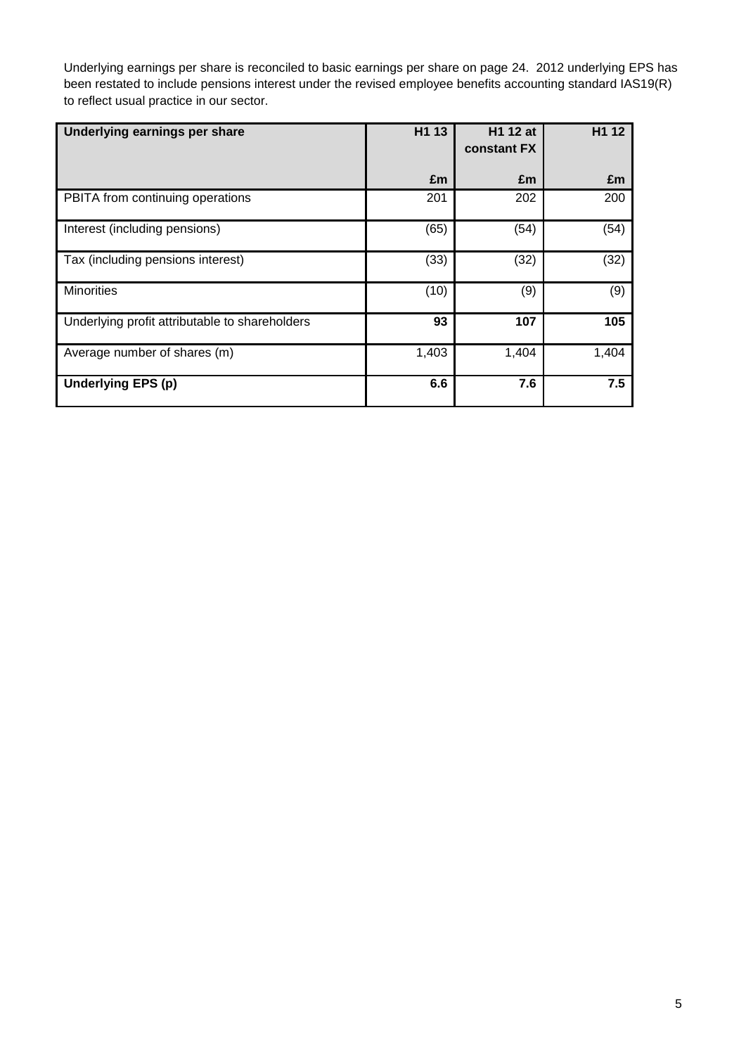Underlying earnings per share is reconciled to basic earnings per share on page 24. 2012 underlying EPS has been restated to include pensions interest under the revised employee benefits accounting standard IAS19(R) to reflect usual practice in our sector.

| **Underlying earnings per share** | **H1 13** | **H1 12 at constant FX** | **H1 12** |
|---|---|---|---|
| | **£m** | **£m** | **£m** |
| PBITA from continuing operations | 201 | 202 | 200 |
| Interest (including pensions) | (65) | (54) | (54) |
| Tax (including pensions interest) | (33) | (32) | (32) |
| Minorities | (10) | (9) | (9) |
| Underlying profit attributable to shareholders | **93** | **107** | **105** |
| Average number of shares (m) | 1,403 | 1,404 | 1,404 |
| **Underlying EPS (p)** | **6.6** | **7.6** | **7.5** |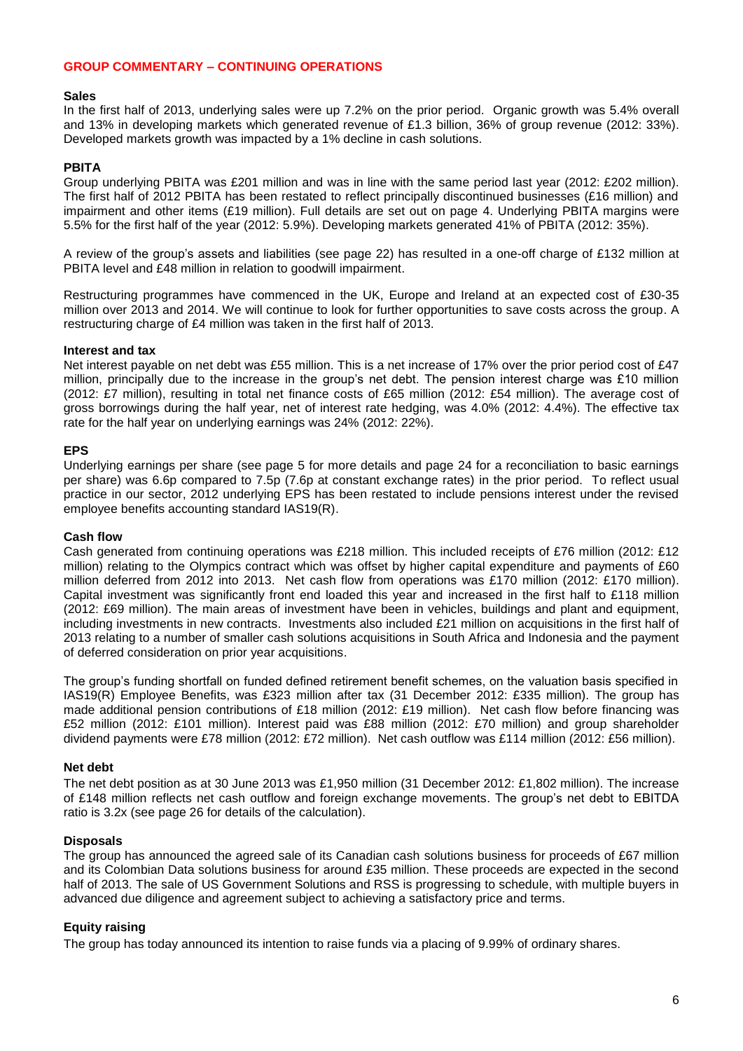## GROUP COMMENTARY – CONTINUING OPERATIONS

### Sales

In the first half of 2013, underlying sales were up 7.2% on the prior period. Organic growth was 5.4% overall and 13% in developing markets which generated revenue of £1.3 billion, 36% of group revenue (2012: 33%). Developed markets growth was impacted by a 1% decline in cash solutions.

### PBITA

Group underlying PBITA was £201 million and was in line with the same period last year (2012: £202 million). The first half of 2012 PBITA has been restated to reflect principally discontinued businesses (£16 million) and impairment and other items (£19 million). Full details are set out on page 4. Underlying PBITA margins were 5.5% for the first half of the year (2012: 5.9%). Developing markets generated 41% of PBITA (2012: 35%).

A review of the group's assets and liabilities (see page 22) has resulted in a one-off charge of £132 million at PBITA level and £48 million in relation to goodwill impairment.

Restructuring programmes have commenced in the UK, Europe and Ireland at an expected cost of £30-35 million over 2013 and 2014. We will continue to look for further opportunities to save costs across the group. A restructuring charge of £4 million was taken in the first half of 2013.

### Interest and tax

Net interest payable on net debt was £55 million. This is a net increase of 17% over the prior period cost of £47 million, principally due to the increase in the group's net debt. The pension interest charge was £10 million (2012: £7 million), resulting in total net finance costs of £65 million (2012: £54 million). The average cost of gross borrowings during the half year, net of interest rate hedging, was 4.0% (2012: 4.4%). The effective tax rate for the half year on underlying earnings was 24% (2012: 22%).

### EPS

Underlying earnings per share (see page 5 for more details and page 24 for a reconciliation to basic earnings per share) was 6.6p compared to 7.5p (7.6p at constant exchange rates) in the prior period. To reflect usual practice in our sector, 2012 underlying EPS has been restated to include pensions interest under the revised employee benefits accounting standard IAS19(R).

### Cash flow

Cash generated from continuing operations was £218 million. This included receipts of £76 million (2012: £12 million) relating to the Olympics contract which was offset by higher capital expenditure and payments of £60 million deferred from 2012 into 2013. Net cash flow from operations was £170 million (2012: £170 million). Capital investment was significantly front end loaded this year and increased in the first half to £118 million (2012: £69 million). The main areas of investment have been in vehicles, buildings and plant and equipment, including investments in new contracts. Investments also included £21 million on acquisitions in the first half of 2013 relating to a number of smaller cash solutions acquisitions in South Africa and Indonesia and the payment of deferred consideration on prior year acquisitions.

The group's funding shortfall on funded defined retirement benefit schemes, on the valuation basis specified in IAS19(R) Employee Benefits, was £323 million after tax (31 December 2012: £335 million). The group has made additional pension contributions of £18 million (2012: £19 million). Net cash flow before financing was £52 million (2012: £101 million). Interest paid was £88 million (2012: £70 million) and group shareholder dividend payments were £78 million (2012: £72 million). Net cash outflow was £114 million (2012: £56 million).

### Net debt

The net debt position as at 30 June 2013 was £1,950 million (31 December 2012: £1,802 million). The increase of £148 million reflects net cash outflow and foreign exchange movements. The group's net debt to EBITDA ratio is 3.2x (see page 26 for details of the calculation).

### Disposals

The group has announced the agreed sale of its Canadian cash solutions business for proceeds of £67 million and its Colombian Data solutions business for around £35 million. These proceeds are expected in the second half of 2013. The sale of US Government Solutions and RSS is progressing to schedule, with multiple buyers in advanced due diligence and agreement subject to achieving a satisfactory price and terms.

### Equity raising

The group has today announced its intention to raise funds via a placing of 9.99% of ordinary shares.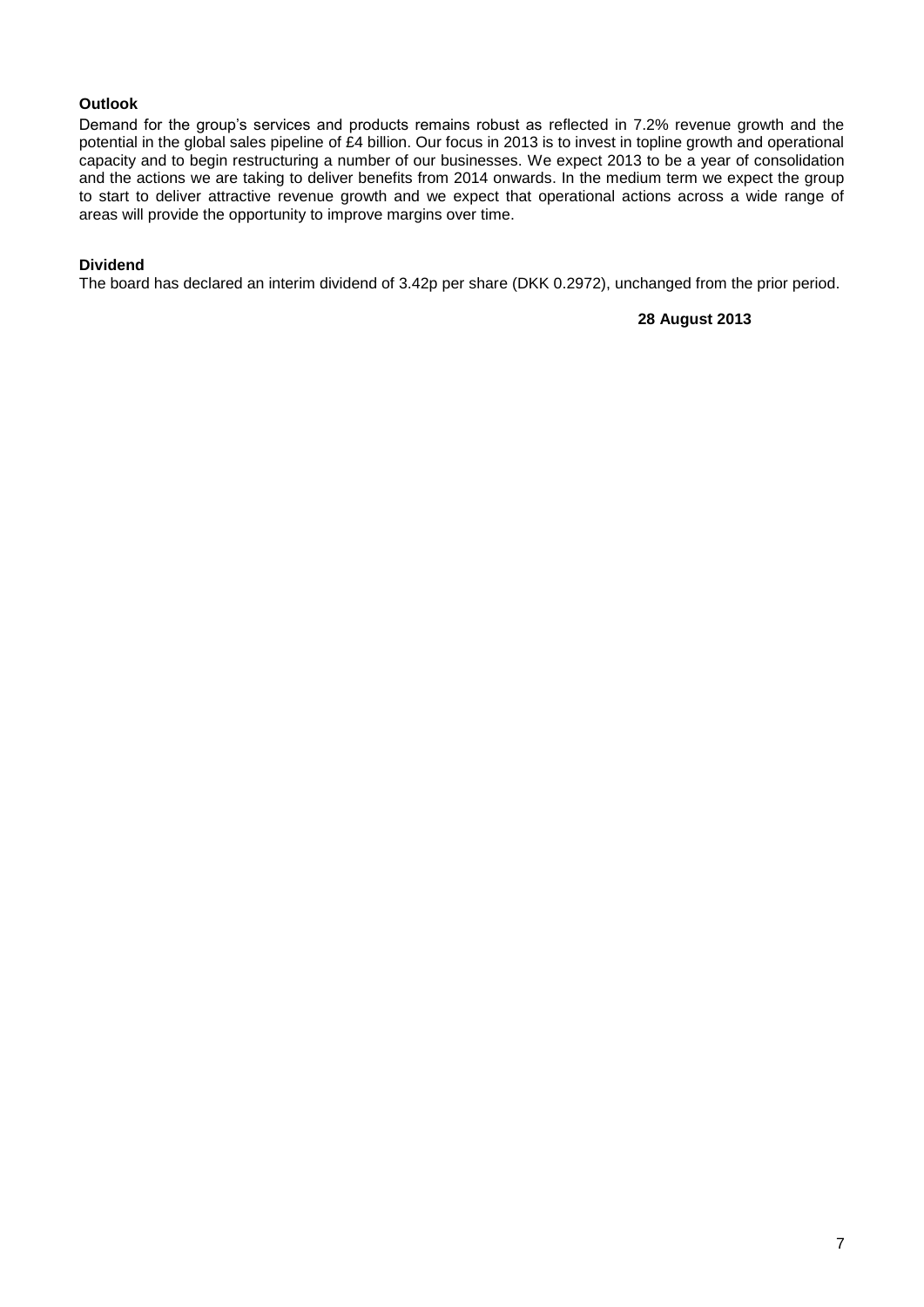**Outlook**

Demand for the group's services and products remains robust as reflected in 7.2% revenue growth and the potential in the global sales pipeline of £4 billion. Our focus in 2013 is to invest in topline growth and operational capacity and to begin restructuring a number of our businesses. We expect 2013 to be a year of consolidation and the actions we are taking to deliver benefits from 2014 onwards. In the medium term we expect the group to start to deliver attractive revenue growth and we expect that operational actions across a wide range of areas will provide the opportunity to improve margins over time.

**Dividend**

The board has declared an interim dividend of 3.42p per share (DKK 0.2972), unchanged from the prior period.

**28 August 2013**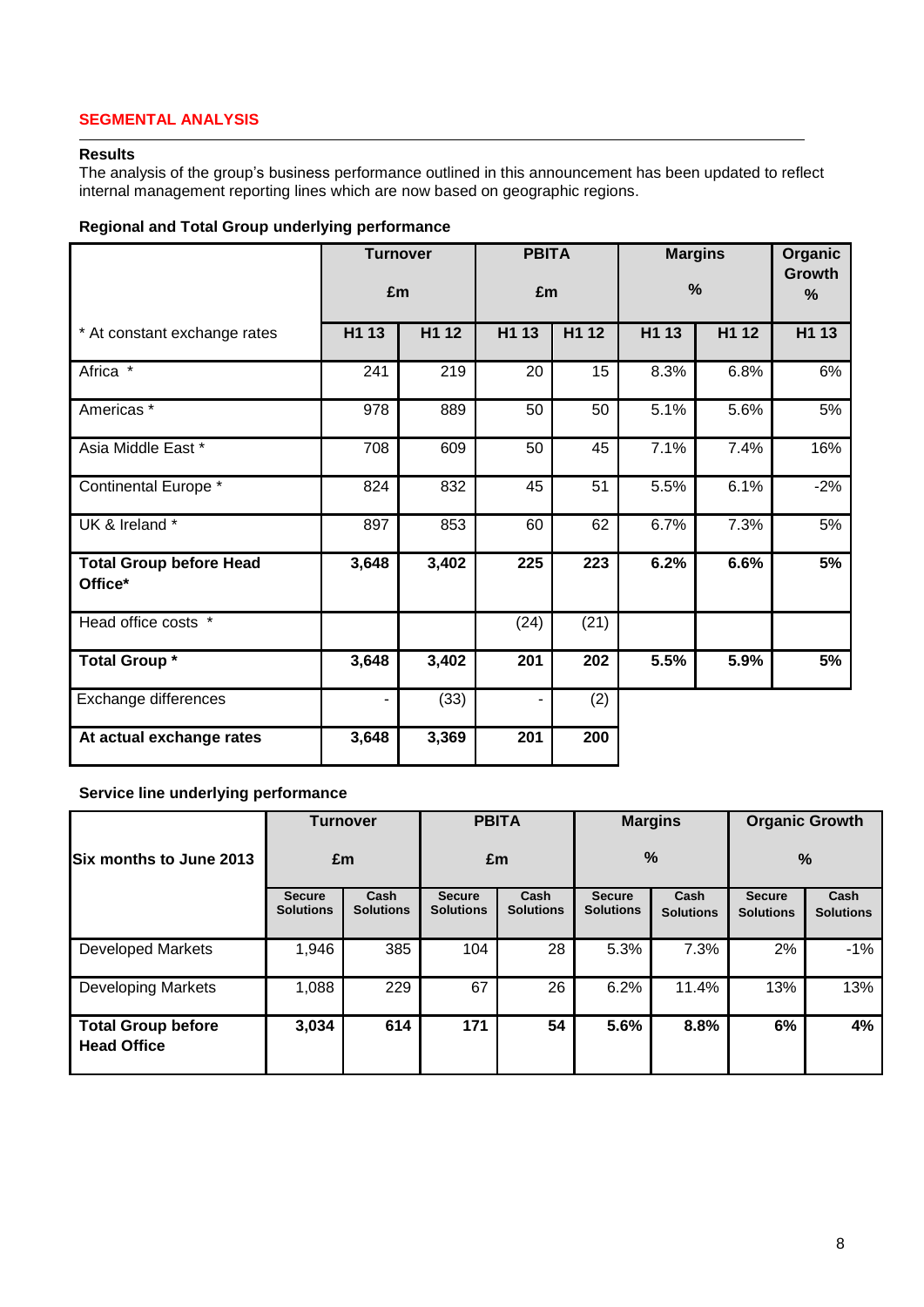## SEGMENTAL ANALYSIS

### Results

The analysis of the group's business performance outlined in this announcement has been updated to reflect internal management reporting lines which are now based on geographic regions.

**Regional and Total Group underlying performance**

| | Turnover £m | | PBITA £m | | Margins % | | Organic Growth % |
|---|---|---|---|---|---|---|---|
| * At constant exchange rates | H1 13 | H1 12 | H1 13 | H1 12 | H1 13 | H1 12 | H1 13 |
| Africa * | 241 | 219 | 20 | 15 | 8.3% | 6.8% | 6% |
| Americas * | 978 | 889 | 50 | 50 | 5.1% | 5.6% | 5% |
| Asia Middle East * | 708 | 609 | 50 | 45 | 7.1% | 7.4% | 16% |
| Continental Europe * | 824 | 832 | 45 | 51 | 5.5% | 6.1% | -2% |
| UK & Ireland * | 897 | 853 | 60 | 62 | 6.7% | 7.3% | 5% |
| **Total Group before Head Office*** | **3,648** | **3,402** | **225** | **223** | **6.2%** | **6.6%** | **5%** |
| Head office costs * | | | (24) | (21) | | | |
| **Total Group *** | **3,648** | **3,402** | **201** | **202** | **5.5%** | **5.9%** | **5%** |
| Exchange differences | - | (33) | - | (2) | | | |
| **At actual exchange rates** | **3,648** | **3,369** | **201** | **200** | | | |

**Service line underlying performance**

| Six months to June 2013 | Turnover £m | | PBITA £m | | Margins % | | Organic Growth % | |
|---|---|---|---|---|---|---|---|---|
| | Secure Solutions | Cash Solutions | Secure Solutions | Cash Solutions | Secure Solutions | Cash Solutions | Secure Solutions | Cash Solutions |
| Developed Markets | 1,946 | 385 | 104 | 28 | 5.3% | 7.3% | 2% | -1% |
| Developing Markets | 1,088 | 229 | 67 | 26 | 6.2% | 11.4% | 13% | 13% |
| **Total Group before Head Office** | **3,034** | **614** | **171** | **54** | **5.6%** | **8.8%** | **6%** | **4%** |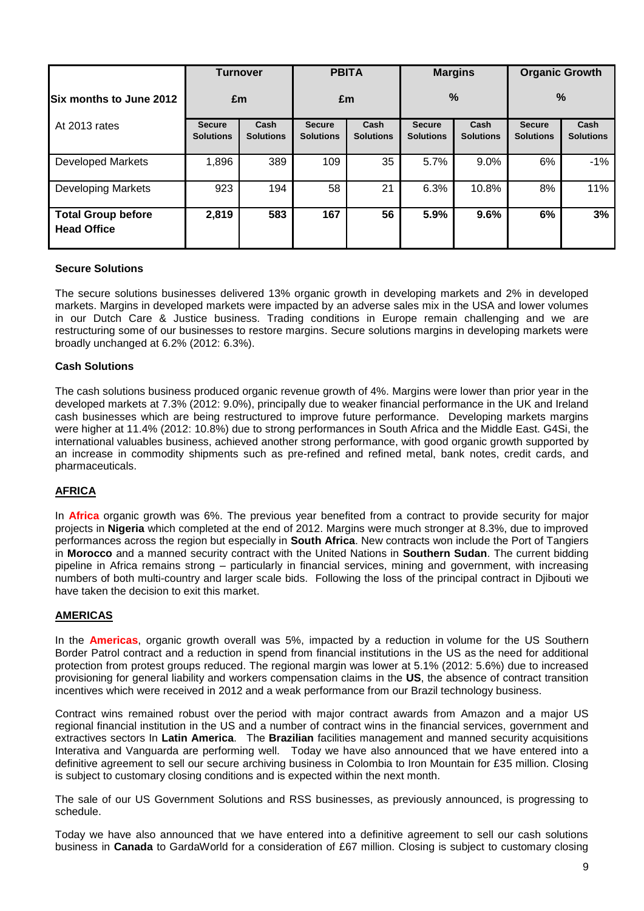| Six months to June 2012 | Turnover | | PBITA | | Margins | | Organic Growth | |
|---|---|---|---|---|---|---|---|---|
| | £m | | £m | | % | | % | |
| At 2013 rates | Secure Solutions | Cash Solutions | Secure Solutions | Cash Solutions | Secure Solutions | Cash Solutions | Secure Solutions | Cash Solutions |
| Developed Markets | 1,896 | 389 | 109 | 35 | 5.7% | 9.0% | 6% | -1% |
| Developing Markets | 923 | 194 | 58 | 21 | 6.3% | 10.8% | 8% | 11% |
| **Total Group before Head Office** | **2,819** | **583** | **167** | **56** | **5.9%** | **9.6%** | **6%** | **3%** |

**Secure Solutions**

The secure solutions businesses delivered 13% organic growth in developing markets and 2% in developed markets. Margins in developed markets were impacted by an adverse sales mix in the USA and lower volumes in our Dutch Care & Justice business. Trading conditions in Europe remain challenging and we are restructuring some of our businesses to restore margins. Secure solutions margins in developing markets were broadly unchanged at 6.2% (2012: 6.3%).

**Cash Solutions**

The cash solutions business produced organic revenue growth of 4%. Margins were lower than prior year in the developed markets at 7.3% (2012: 9.0%), principally due to weaker financial performance in the UK and Ireland cash businesses which are being restructured to improve future performance. Developing markets margins were higher at 11.4% (2012: 10.8%) due to strong performances in South Africa and the Middle East. G4Si, the international valuables business, achieved another strong performance, with good organic growth supported by an increase in commodity shipments such as pre-refined and refined metal, bank notes, credit cards, and pharmaceuticals.

## AFRICA

In **Africa** organic growth was 6%. The previous year benefited from a contract to provide security for major projects in **Nigeria** which completed at the end of 2012. Margins were much stronger at 8.3%, due to improved performances across the region but especially in **South Africa**. New contracts won include the Port of Tangiers in **Morocco** and a manned security contract with the United Nations in **Southern Sudan**. The current bidding pipeline in Africa remains strong – particularly in financial services, mining and government, with increasing numbers of both multi-country and larger scale bids. Following the loss of the principal contract in Djibouti we have taken the decision to exit this market.

## AMERICAS

In the **Americas**, organic growth overall was 5%, impacted by a reduction in volume for the US Southern Border Patrol contract and a reduction in spend from financial institutions in the US as the need for additional protection from protest groups reduced. The regional margin was lower at 5.1% (2012: 5.6%) due to increased provisioning for general liability and workers compensation claims in the **US**, the absence of contract transition incentives which were received in 2012 and a weak performance from our Brazil technology business.

Contract wins remained robust over the period with major contract awards from Amazon and a major US regional financial institution in the US and a number of contract wins in the financial services, government and extractives sectors In **Latin America**. The **Brazilian** facilities management and manned security acquisitions Interativa and Vanguarda are performing well. Today we have also announced that we have entered into a definitive agreement to sell our secure archiving business in Colombia to Iron Mountain for £35 million. Closing is subject to customary closing conditions and is expected within the next month.

The sale of our US Government Solutions and RSS businesses, as previously announced, is progressing to schedule.

Today we have also announced that we have entered into a definitive agreement to sell our cash solutions business in **Canada** to GardaWorld for a consideration of £67 million. Closing is subject to customary closing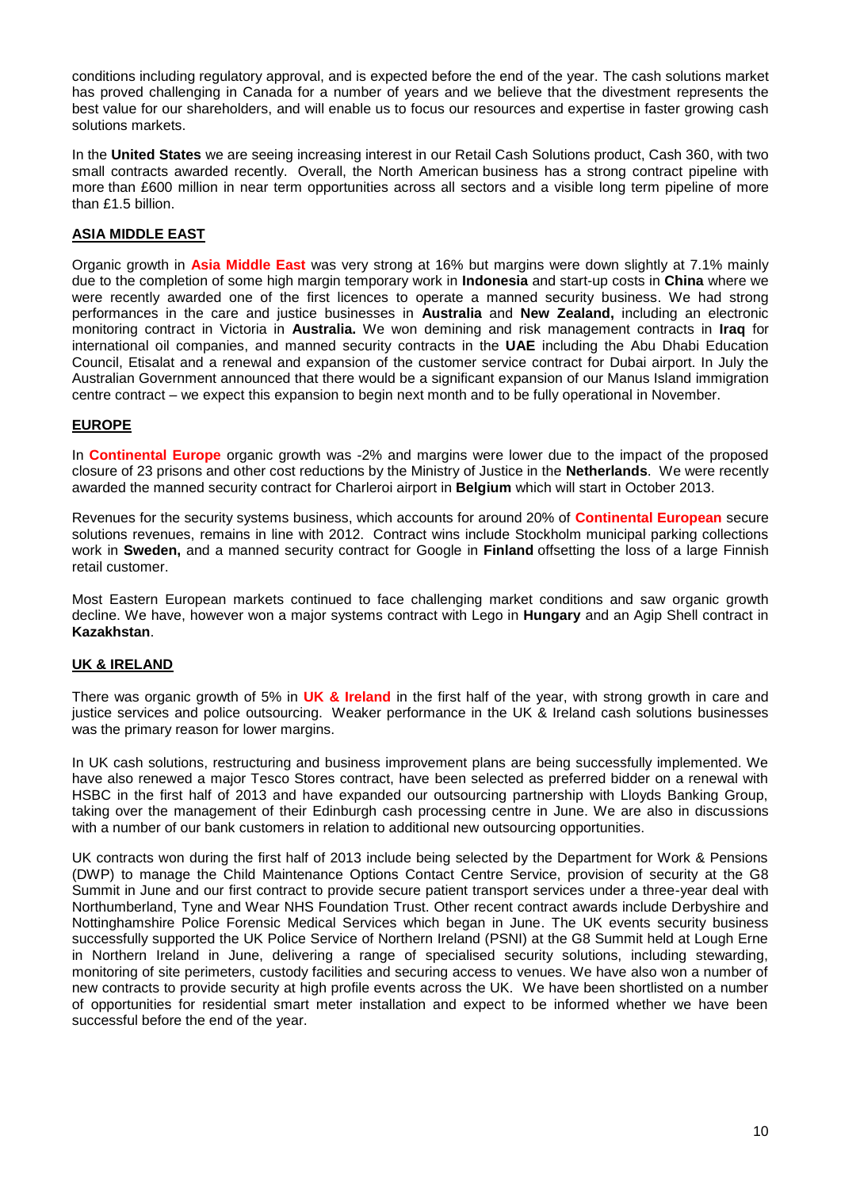conditions including regulatory approval, and is expected before the end of the year. The cash solutions market has proved challenging in Canada for a number of years and we believe that the divestment represents the best value for our shareholders, and will enable us to focus our resources and expertise in faster growing cash solutions markets.

In the **United States** we are seeing increasing interest in our Retail Cash Solutions product, Cash 360, with two small contracts awarded recently. Overall, the North American business has a strong contract pipeline with more than £600 million in near term opportunities across all sectors and a visible long term pipeline of more than £1.5 billion.

## ASIA MIDDLE EAST

Organic growth in **Asia Middle East** was very strong at 16% but margins were down slightly at 7.1% mainly due to the completion of some high margin temporary work in **Indonesia** and start-up costs in **China** where we were recently awarded one of the first licences to operate a manned security business. We had strong performances in the care and justice businesses in **Australia** and **New Zealand,** including an electronic monitoring contract in Victoria in **Australia.** We won demining and risk management contracts in **Iraq** for international oil companies, and manned security contracts in the **UAE** including the Abu Dhabi Education Council, Etisalat and a renewal and expansion of the customer service contract for Dubai airport. In July the Australian Government announced that there would be a significant expansion of our Manus Island immigration centre contract – we expect this expansion to begin next month and to be fully operational in November.

## EUROPE

In **Continental Europe** organic growth was -2% and margins were lower due to the impact of the proposed closure of 23 prisons and other cost reductions by the Ministry of Justice in the **Netherlands**. We were recently awarded the manned security contract for Charleroi airport in **Belgium** which will start in October 2013.

Revenues for the security systems business, which accounts for around 20% of **Continental European** secure solutions revenues, remains in line with 2012. Contract wins include Stockholm municipal parking collections work in **Sweden,** and a manned security contract for Google in **Finland** offsetting the loss of a large Finnish retail customer.

Most Eastern European markets continued to face challenging market conditions and saw organic growth decline. We have, however won a major systems contract with Lego in **Hungary** and an Agip Shell contract in **Kazakhstan**.

## UK & IRELAND

There was organic growth of 5% in **UK & Ireland** in the first half of the year, with strong growth in care and justice services and police outsourcing. Weaker performance in the UK & Ireland cash solutions businesses was the primary reason for lower margins.

In UK cash solutions, restructuring and business improvement plans are being successfully implemented. We have also renewed a major Tesco Stores contract, have been selected as preferred bidder on a renewal with HSBC in the first half of 2013 and have expanded our outsourcing partnership with Lloyds Banking Group, taking over the management of their Edinburgh cash processing centre in June. We are also in discussions with a number of our bank customers in relation to additional new outsourcing opportunities.

UK contracts won during the first half of 2013 include being selected by the Department for Work & Pensions (DWP) to manage the Child Maintenance Options Contact Centre Service, provision of security at the G8 Summit in June and our first contract to provide secure patient transport services under a three-year deal with Northumberland, Tyne and Wear NHS Foundation Trust. Other recent contract awards include Derbyshire and Nottinghamshire Police Forensic Medical Services which began in June. The UK events security business successfully supported the UK Police Service of Northern Ireland (PSNI) at the G8 Summit held at Lough Erne in Northern Ireland in June, delivering a range of specialised security solutions, including stewarding, monitoring of site perimeters, custody facilities and securing access to venues. We have also won a number of new contracts to provide security at high profile events across the UK. We have been shortlisted on a number of opportunities for residential smart meter installation and expect to be informed whether we have been successful before the end of the year.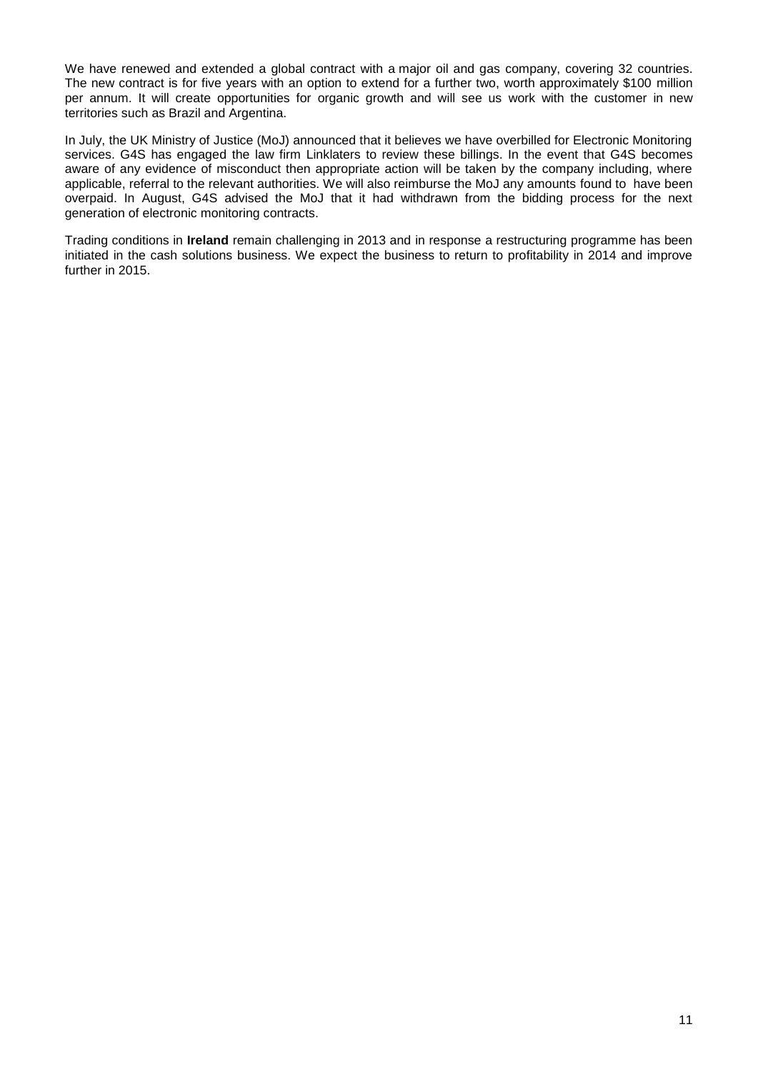We have renewed and extended a global contract with a major oil and gas company, covering 32 countries. The new contract is for five years with an option to extend for a further two, worth approximately $100 million per annum. It will create opportunities for organic growth and will see us work with the customer in new territories such as Brazil and Argentina.

In July, the UK Ministry of Justice (MoJ) announced that it believes we have overbilled for Electronic Monitoring services. G4S has engaged the law firm Linklaters to review these billings. In the event that G4S becomes aware of any evidence of misconduct then appropriate action will be taken by the company including, where applicable, referral to the relevant authorities. We will also reimburse the MoJ any amounts found to have been overpaid. In August, G4S advised the MoJ that it had withdrawn from the bidding process for the next generation of electronic monitoring contracts.

Trading conditions in **Ireland** remain challenging in 2013 and in response a restructuring programme has been initiated in the cash solutions business. We expect the business to return to profitability in 2014 and improve further in 2015.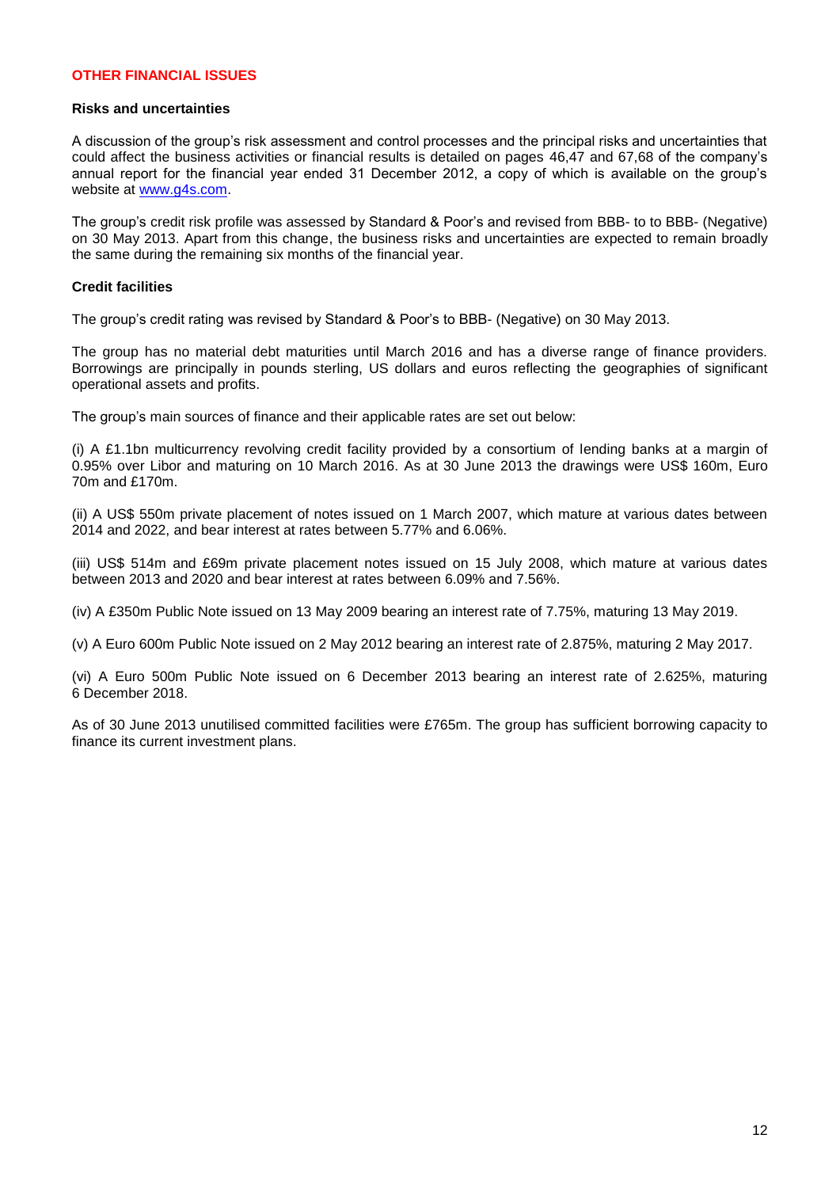## OTHER FINANCIAL ISSUES

### Risks and uncertainties

A discussion of the group's risk assessment and control processes and the principal risks and uncertainties that could affect the business activities or financial results is detailed on pages 46,47 and 67,68 of the company's annual report for the financial year ended 31 December 2012, a copy of which is available on the group's website at www.g4s.com.

The group's credit risk profile was assessed by Standard & Poor's and revised from BBB- to to BBB- (Negative) on 30 May 2013. Apart from this change, the business risks and uncertainties are expected to remain broadly the same during the remaining six months of the financial year.

### Credit facilities

The group's credit rating was revised by Standard & Poor's to BBB- (Negative) on 30 May 2013.

The group has no material debt maturities until March 2016 and has a diverse range of finance providers. Borrowings are principally in pounds sterling, US dollars and euros reflecting the geographies of significant operational assets and profits.

The group's main sources of finance and their applicable rates are set out below:

(i) A £1.1bn multicurrency revolving credit facility provided by a consortium of lending banks at a margin of 0.95% over Libor and maturing on 10 March 2016. As at 30 June 2013 the drawings were US$ 160m, Euro 70m and £170m.

(ii) A US$ 550m private placement of notes issued on 1 March 2007, which mature at various dates between 2014 and 2022, and bear interest at rates between 5.77% and 6.06%.

(iii) US$ 514m and £69m private placement notes issued on 15 July 2008, which mature at various dates between 2013 and 2020 and bear interest at rates between 6.09% and 7.56%.

(iv) A £350m Public Note issued on 13 May 2009 bearing an interest rate of 7.75%, maturing 13 May 2019.

(v) A Euro 600m Public Note issued on 2 May 2012 bearing an interest rate of 2.875%, maturing 2 May 2017.

(vi) A Euro 500m Public Note issued on 6 December 2013 bearing an interest rate of 2.625%, maturing 6 December 2018.

As of 30 June 2013 unutilised committed facilities were £765m. The group has sufficient borrowing capacity to finance its current investment plans.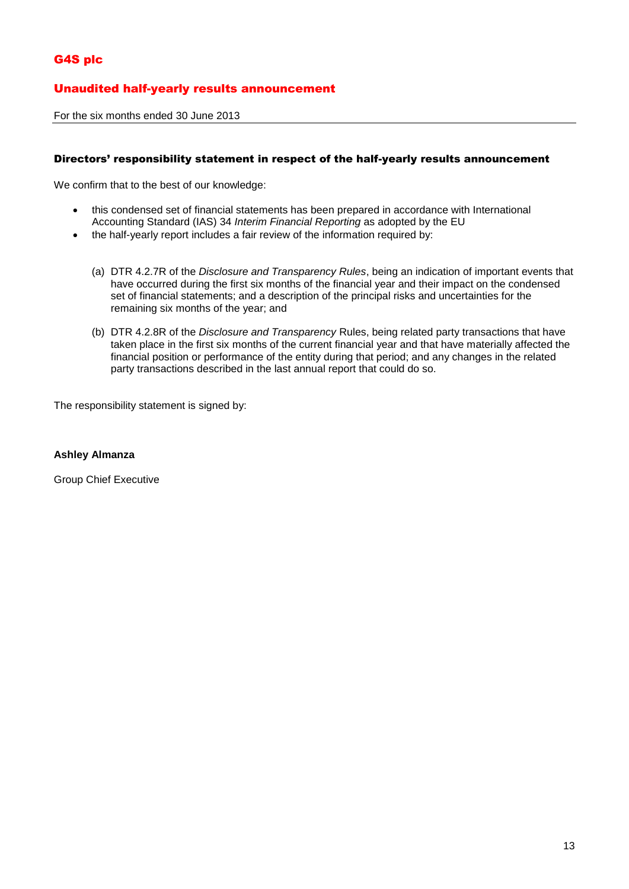# G4S plc

## Unaudited half-yearly results announcement

For the six months ended 30 June 2013

### Directors' responsibility statement in respect of the half-yearly results announcement

We confirm that to the best of our knowledge:

- this condensed set of financial statements has been prepared in accordance with International Accounting Standard (IAS) 34 *Interim Financial Reporting* as adopted by the EU
- the half-yearly report includes a fair review of the information required by:

  (a) DTR 4.2.7R of the *Disclosure and Transparency Rules*, being an indication of important events that have occurred during the first six months of the financial year and their impact on the condensed set of financial statements; and a description of the principal risks and uncertainties for the remaining six months of the year; and

  (b) DTR 4.2.8R of the *Disclosure and Transparency* Rules, being related party transactions that have taken place in the first six months of the current financial year and that have materially affected the financial position or performance of the entity during that period; and any changes in the related party transactions described in the last annual report that could do so.

The responsibility statement is signed by:

**Ashley Almanza**

Group Chief Executive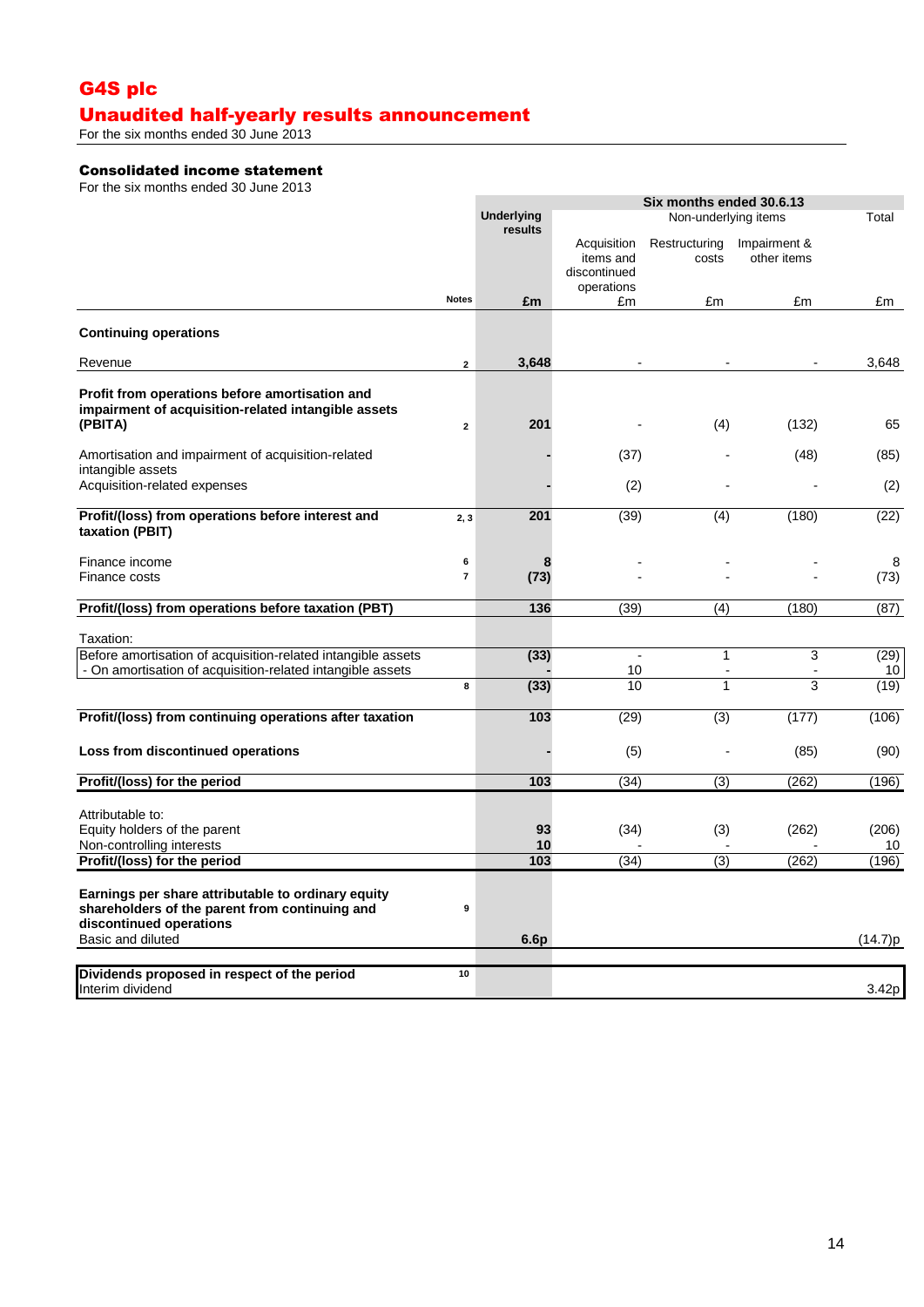# G4S plc

## Unaudited half-yearly results announcement

For the six months ended 30 June 2013

### Consolidated income statement

For the six months ended 30 June 2013

| | Notes | Six months ended 30.6.13 | | | | |
|---|---|---|---|---|---|---|
| | | Underlying results | Non-underlying items | | | Total |
| | | | Acquisition items and discontinued operations | Restructuring costs | Impairment & other items | |
| | | **£m** | £m | £m | £m | £m |
| **Continuing operations** | | | | | | |
| Revenue | 2 | **3,648** | - | - | - | 3,648 |
| **Profit from operations before amortisation and impairment of acquisition-related intangible assets (PBITA)** | 2 | **201** | - | (4) | (132) | 65 |
| Amortisation and impairment of acquisition-related intangible assets | | **-** | (37) | - | (48) | (85) |
| Acquisition-related expenses | | **-** | (2) | - | - | (2) |
| **Profit/(loss) from operations before interest and taxation (PBIT)** | 2, 3 | **201** | (39) | (4) | (180) | (22) |
| Finance income | 6 | **8** | - | - | - | 8 |
| Finance costs | 7 | **(73)** | - | - | - | (73) |
| **Profit/(loss) from operations before taxation (PBT)** | | **136** | (39) | (4) | (180) | (87) |
| Taxation: | | | | | | |
| Before amortisation of acquisition-related intangible assets | | **(33)** | - | 1 | 3 | (29) |
| - On amortisation of acquisition-related intangible assets | | **-** | 10 | - | - | 10 |
| | 8 | **(33)** | 10 | 1 | 3 | (19) |
| **Profit/(loss) from continuing operations after taxation** | | **103** | (29) | (3) | (177) | (106) |
| **Loss from discontinued operations** | | **-** | (5) | - | (85) | (90) |
| **Profit/(loss) for the period** | | **103** | (34) | (3) | (262) | (196) |
| Attributable to: | | | | | | |
| Equity holders of the parent | | **93** | (34) | (3) | (262) | (206) |
| Non-controlling interests | | **10** | - | - | - | 10 |
| **Profit/(loss) for the period** | | **103** | (34) | (3) | (262) | (196) |
| **Earnings per share attributable to ordinary equity shareholders of the parent from continuing and discontinued operations** | 9 | | | | | |
| Basic and diluted | | **6.6p** | | | | (14.7)p |
| **Dividends proposed in respect of the period** | 10 | | | | | |
| Interim dividend | | | | | | 3.42p |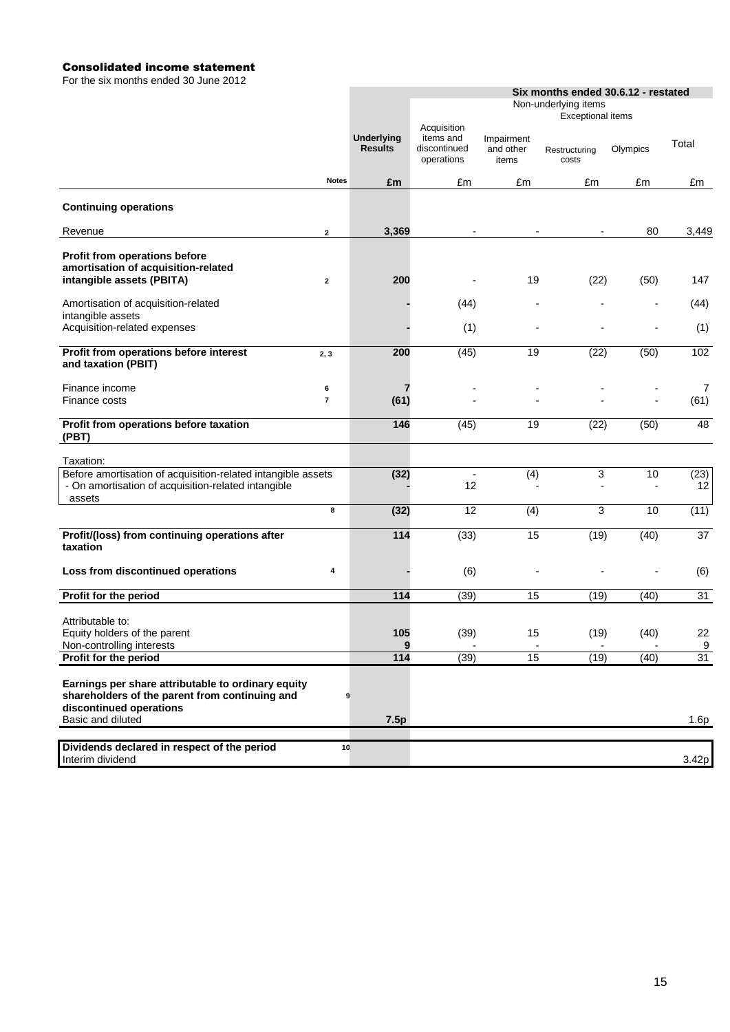# Consolidated income statement

For the six months ended 30 June 2012

| | | Six months ended 30.6.12 - restated | | | | | |
|---|---|---|---|---|---|---|---|
| | | | Non-underlying items | | | | |
| | | | | Exceptional items | | | |
| | | **Underlying Results** | Acquisition items and discontinued operations | Impairment and other items | Restructuring costs | Olympics | Total |
| | **Notes** | **£m** | £m | £m | £m | £m | £m |
| **Continuing operations** | | | | | | | |
| Revenue | **2** | **3,369** | - | - | - | 80 | 3,449 |
| **Profit from operations before amortisation of acquisition-related intangible assets (PBITA)** | **2** | **200** | - | 19 | (22) | (50) | 147 |
| Amortisation of acquisition-related intangible assets | | **-** | (44) | - | - | - | (44) |
| Acquisition-related expenses | | **-** | (1) | - | - | - | (1) |
| **Profit from operations before interest and taxation (PBIT)** | **2, 3** | **200** | (45) | 19 | (22) | (50) | 102 |
| Finance income | **6** | **7** | - | - | - | - | 7 |
| Finance costs | **7** | **(61)** | - | - | - | - | (61) |
| **Profit from operations before taxation (PBT)** | | **146** | (45) | 19 | (22) | (50) | 48 |
| Taxation: | | | | | | | |
| Before amortisation of acquisition-related intangible assets | | **(32)** | - | (4) | 3 | 10 | (23) |
| - On amortisation of acquisition-related intangible assets | | **-** | 12 | - | - | - | 12 |
| | **8** | **(32)** | 12 | (4) | 3 | 10 | (11) |
| **Profit/(loss) from continuing operations after taxation** | | **114** | (33) | 15 | (19) | (40) | 37 |
| **Loss from discontinued operations** | **4** | **-** | (6) | - | - | - | (6) |
| **Profit for the period** | | **114** | (39) | 15 | (19) | (40) | 31 |
| Attributable to: | | | | | | | |
| Equity holders of the parent | | **105** | (39) | 15 | (19) | (40) | 22 |
| Non-controlling interests | | **9** | - | - | - | - | 9 |
| **Profit for the period** | | **114** | (39) | 15 | (19) | (40) | 31 |
| **Earnings per share attributable to ordinary equity shareholders of the parent from continuing and discontinued operations** | **9** | | | | | | |
| Basic and diluted | | **7.5p** | | | | | 1.6p |
| **Dividends declared in respect of the period** | **10** | | | | | | |
| Interim dividend | | | | | | | 3.42p |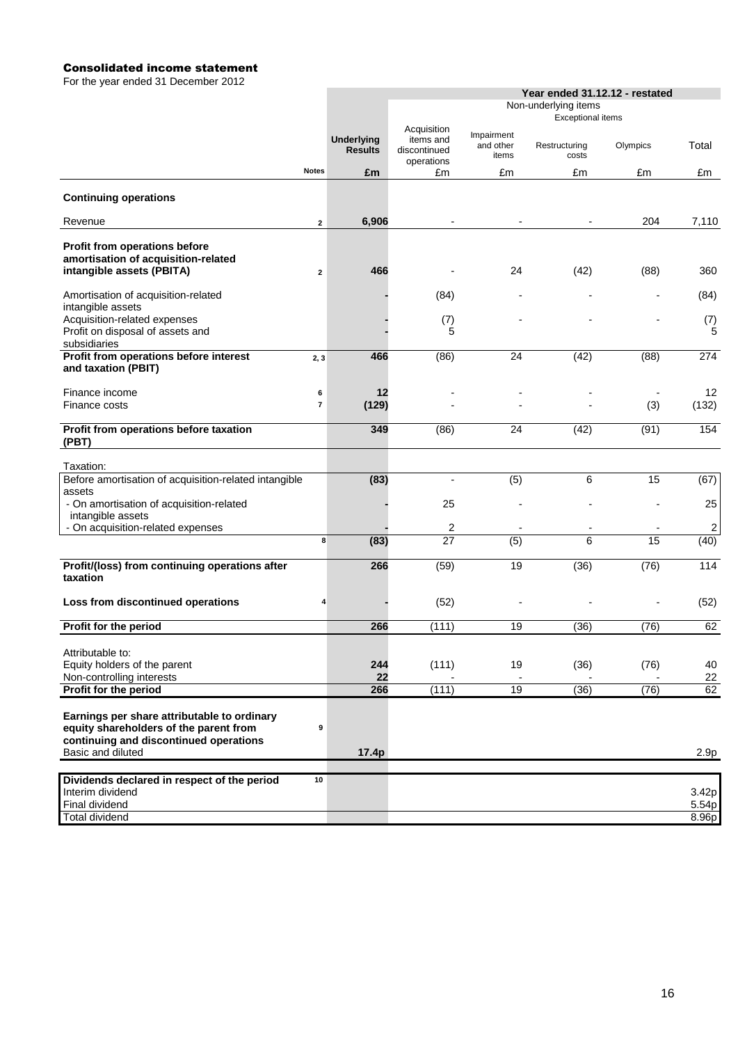### Consolidated income statement

For the year ended 31 December 2012

| | Notes | Underlying Results | Year ended 31.12.12 - restated | | | | |
|---|---|---|---|---|---|---|---|
| | | | Non-underlying items | | | | |
| | | | | Exceptional items | | | |
| | | Underlying Results | Acquisition items and discontinued operations | Impairment and other items | Restructuring costs | Olympics | Total |
| | | £m | £m | £m | £m | £m | £m |
| **Continuing operations** | | | | | | | |
| Revenue | 2 | 6,906 | - | - | - | 204 | 7,110 |
| **Profit from operations before amortisation of acquisition-related intangible assets (PBITA)** | 2 | 466 | - | 24 | (42) | (88) | 360 |
| Amortisation of acquisition-related intangible assets | | - | (84) | - | - | - | (84) |
| Acquisition-related expenses | | - | (7) | - | - | - | (7) |
| Profit on disposal of assets and subsidiaries | | - | 5 | | | | 5 |
| **Profit from operations before interest and taxation (PBIT)** | 2, 3 | 466 | (86) | 24 | (42) | (88) | 274 |
| Finance income | 6 | 12 | - | - | - | - | 12 |
| Finance costs | 7 | (129) | - | - | - | (3) | (132) |
| **Profit from operations before taxation (PBT)** | | 349 | (86) | 24 | (42) | (91) | 154 |
| Taxation: | | | | | | | |
| Before amortisation of acquisition-related intangible assets | | (83) | - | (5) | 6 | 15 | (67) |
| - On amortisation of acquisition-related intangible assets | | - | 25 | - | - | - | 25 |
| - On acquisition-related expenses | | - | 2 | - | - | - | 2 |
| | 8 | (83) | 27 | (5) | 6 | 15 | (40) |
| **Profit/(loss) from continuing operations after taxation** | | 266 | (59) | 19 | (36) | (76) | 114 |
| **Loss from discontinued operations** | 4 | - | (52) | - | - | - | (52) |
| **Profit for the period** | | 266 | (111) | 19 | (36) | (76) | 62 |
| Attributable to: | | | | | | | |
| Equity holders of the parent | | 244 | (111) | 19 | (36) | (76) | 40 |
| Non-controlling interests | | 22 | - | - | - | - | 22 |
| **Profit for the period** | | 266 | (111) | 19 | (36) | (76) | 62 |
| **Earnings per share attributable to ordinary equity shareholders of the parent from continuing and discontinued operations** | 9 | | | | | | |
| Basic and diluted | | 17.4p | | | | | 2.9p |
| **Dividends declared in respect of the period** | 10 | | | | | | |
| Interim dividend | | | | | | | 3.42p |
| Final dividend | | | | | | | 5.54p |
| Total dividend | | | | | | | 8.96p |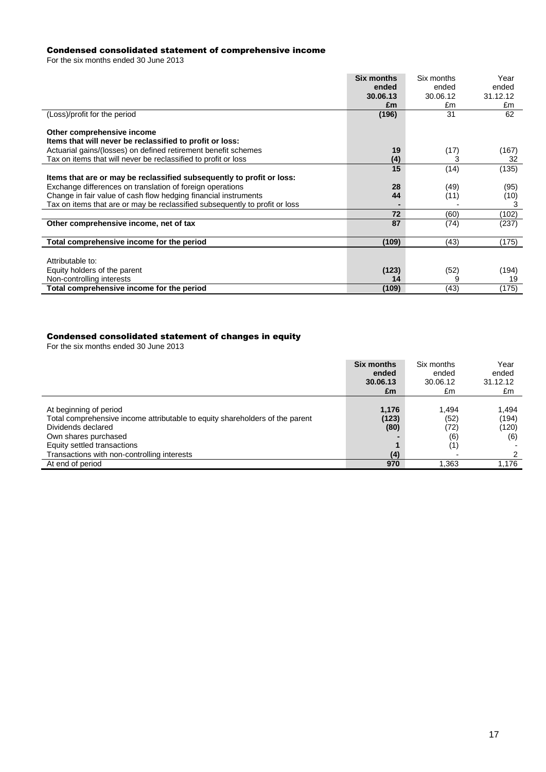## Condensed consolidated statement of comprehensive income

For the six months ended 30 June 2013

| | **Six months ended 30.06.13 £m** | Six months ended 30.06.12 £m | Year ended 31.12.12 £m |
|---|---|---|---|
| (Loss)/profit for the period | **(196)** | 31 | 62 |
| **Other comprehensive income** | | | |
| **Items that will never be reclassified to profit or loss:** | | | |
| Actuarial gains/(losses) on defined retirement benefit schemes | **19** | (17) | (167) |
| Tax on items that will never be reclassified to profit or loss | **(4)** | 3 | 32 |
| | **15** | (14) | (135) |
| **Items that are or may be reclassified subsequently to profit or loss:** | | | |
| Exchange differences on translation of foreign operations | **28** | (49) | (95) |
| Change in fair value of cash flow hedging financial instruments | **44** | (11) | (10) |
| Tax on items that are or may be reclassified subsequently to profit or loss | **-** | - | 3 |
| | **72** | (60) | (102) |
| **Other comprehensive income, net of tax** | **87** | (74) | (237) |
| **Total comprehensive income for the period** | **(109)** | (43) | (175) |
| Attributable to: | | | |
| Equity holders of the parent | **(123)** | (52) | (194) |
| Non-controlling interests | **14** | 9 | 19 |
| **Total comprehensive income for the period** | **(109)** | (43) | (175) |

## Condensed consolidated statement of changes in equity

For the six months ended 30 June 2013

| | **Six months ended 30.06.13 £m** | Six months ended 30.06.12 £m | Year ended 31.12.12 £m |
|---|---|---|---|
| At beginning of period | **1,176** | 1,494 | 1,494 |
| Total comprehensive income attributable to equity shareholders of the parent | **(123)** | (52) | (194) |
| Dividends declared | **(80)** | (72) | (120) |
| Own shares purchased | **-** | (6) | (6) |
| Equity settled transactions | **1** | (1) | - |
| Transactions with non-controlling interests | **(4)** | - | 2 |
| At end of period | **970** | 1,363 | 1,176 |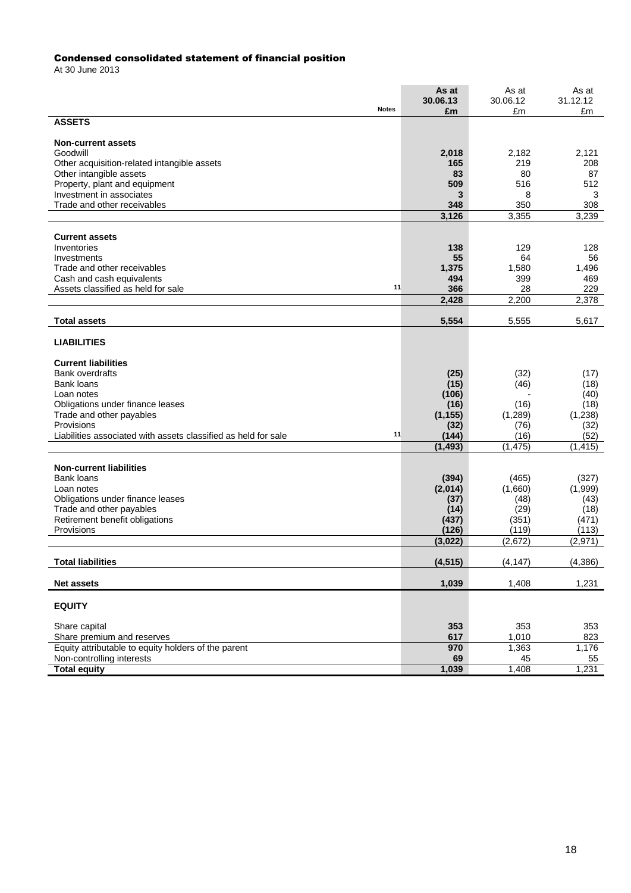## Condensed consolidated statement of financial position

At 30 June 2013

| | Notes | As at 30.06.13 £m | As at 30.06.12 £m | As at 31.12.12 £m |
|---|---|---|---|---|
| **ASSETS** | | | | |
| **Non-current assets** | | | | |
| Goodwill | | **2,018** | 2,182 | 2,121 |
| Other acquisition-related intangible assets | | **165** | 219 | 208 |
| Other intangible assets | | **83** | 80 | 87 |
| Property, plant and equipment | | **509** | 516 | 512 |
| Investment in associates | | **3** | 8 | 3 |
| Trade and other receivables | | **348** | 350 | 308 |
| | | **3,126** | 3,355 | 3,239 |
| **Current assets** | | | | |
| Inventories | | **138** | 129 | 128 |
| Investments | | **55** | 64 | 56 |
| Trade and other receivables | | **1,375** | 1,580 | 1,496 |
| Cash and cash equivalents | | **494** | 399 | 469 |
| Assets classified as held for sale | 11 | **366** | 28 | 229 |
| | | **2,428** | 2,200 | 2,378 |
| **Total assets** | | **5,554** | 5,555 | 5,617 |
| **LIABILITIES** | | | | |
| **Current liabilities** | | | | |
| Bank overdrafts | | **(25)** | (32) | (17) |
| Bank loans | | **(15)** | (46) | (18) |
| Loan notes | | **(106)** | - | (40) |
| Obligations under finance leases | | **(16)** | (16) | (18) |
| Trade and other payables | | **(1,155)** | (1,289) | (1,238) |
| Provisions | | **(32)** | (76) | (32) |
| Liabilities associated with assets classified as held for sale | 11 | **(144)** | (16) | (52) |
| | | **(1,493)** | (1,475) | (1,415) |
| **Non-current liabilities** | | | | |
| Bank loans | | **(394)** | (465) | (327) |
| Loan notes | | **(2,014)** | (1,660) | (1,999) |
| Obligations under finance leases | | **(37)** | (48) | (43) |
| Trade and other payables | | **(14)** | (29) | (18) |
| Retirement benefit obligations | | **(437)** | (351) | (471) |
| Provisions | | **(126)** | (119) | (113) |
| | | **(3,022)** | (2,672) | (2,971) |
| **Total liabilities** | | **(4,515)** | (4,147) | (4,386) |
| **Net assets** | | **1,039** | 1,408 | 1,231 |
| **EQUITY** | | | | |
| Share capital | | **353** | 353 | 353 |
| Share premium and reserves | | **617** | 1,010 | 823 |
| Equity attributable to equity holders of the parent | | **970** | 1,363 | 1,176 |
| Non-controlling interests | | **69** | 45 | 55 |
| **Total equity** | | **1,039** | 1,408 | 1,231 |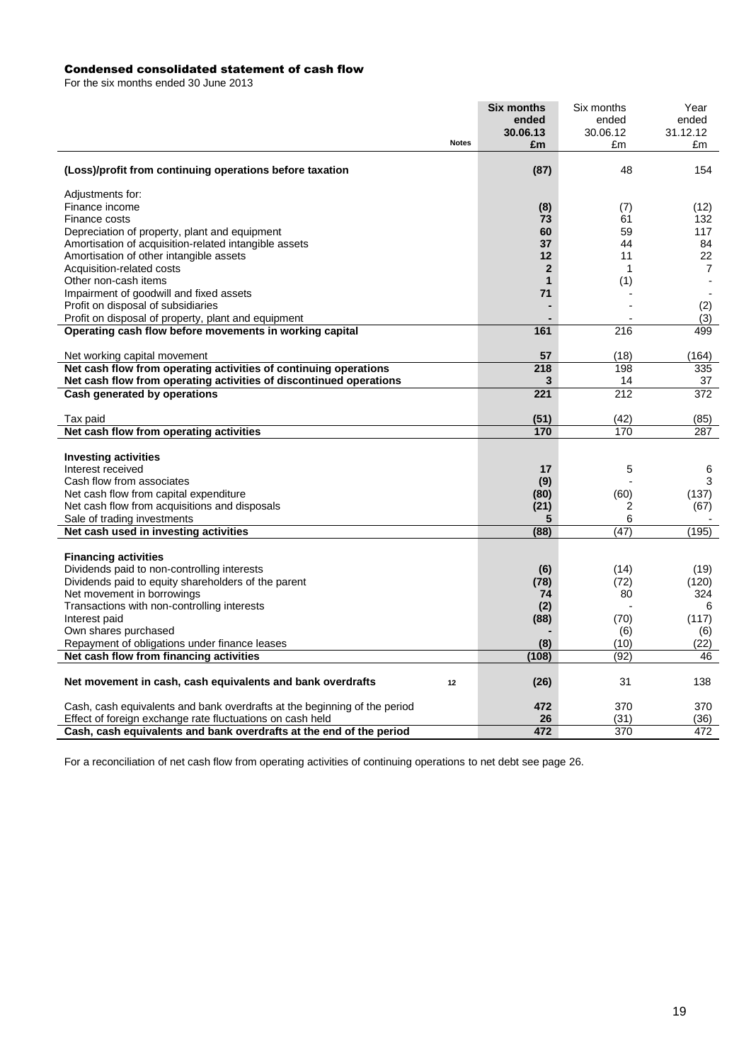# Condensed consolidated statement of cash flow

For the six months ended 30 June 2013

| | Notes | **Six months ended 30.06.13 £m** | Six months ended 30.06.12 £m | Year ended 31.12.12 £m |
|---|---|---|---|---|
| **(Loss)/profit from continuing operations before taxation** | | **(87)** | 48 | 154 |
| Adjustments for: | | | | |
| Finance income | | **(8)** | (7) | (12) |
| Finance costs | | **73** | 61 | 132 |
| Depreciation of property, plant and equipment | | **60** | 59 | 117 |
| Amortisation of acquisition-related intangible assets | | **37** | 44 | 84 |
| Amortisation of other intangible assets | | **12** | 11 | 22 |
| Acquisition-related costs | | **2** | 1 | 7 |
| Other non-cash items | | **1** | (1) | - |
| Impairment of goodwill and fixed assets | | **71** | - | - |
| Profit on disposal of subsidiaries | | **-** | - | (2) |
| Profit on disposal of property, plant and equipment | | **-** | - | (3) |
| **Operating cash flow before movements in working capital** | | **161** | 216 | 499 |
| Net working capital movement | | **57** | (18) | (164) |
| **Net cash flow from operating activities of continuing operations** | | **218** | 198 | 335 |
| **Net cash flow from operating activities of discontinued operations** | | **3** | 14 | 37 |
| **Cash generated by operations** | | **221** | 212 | 372 |
| Tax paid | | **(51)** | (42) | (85) |
| **Net cash flow from operating activities** | | **170** | 170 | 287 |
| **Investing activities** | | | | |
| Interest received | | **17** | 5 | 6 |
| Cash flow from associates | | **(9)** | - | 3 |
| Net cash flow from capital expenditure | | **(80)** | (60) | (137) |
| Net cash flow from acquisitions and disposals | | **(21)** | 2 | (67) |
| Sale of trading investments | | **5** | 6 | - |
| **Net cash used in investing activities** | | **(88)** | (47) | (195) |
| **Financing activities** | | | | |
| Dividends paid to non-controlling interests | | **(6)** | (14) | (19) |
| Dividends paid to equity shareholders of the parent | | **(78)** | (72) | (120) |
| Net movement in borrowings | | **74** | 80 | 324 |
| Transactions with non-controlling interests | | **(2)** | - | 6 |
| Interest paid | | **(88)** | (70) | (117) |
| Own shares purchased | | **-** | (6) | (6) |
| Repayment of obligations under finance leases | | **(8)** | (10) | (22) |
| **Net cash flow from financing activities** | | **(108)** | (92) | 46 |
| **Net movement in cash, cash equivalents and bank overdrafts** | 12 | **(26)** | 31 | 138 |
| Cash, cash equivalents and bank overdrafts at the beginning of the period | | **472** | 370 | 370 |
| Effect of foreign exchange rate fluctuations on cash held | | **26** | (31) | (36) |
| **Cash, cash equivalents and bank overdrafts at the end of the period** | | **472** | 370 | 472 |

For a reconciliation of net cash flow from operating activities of continuing operations to net debt see page 26.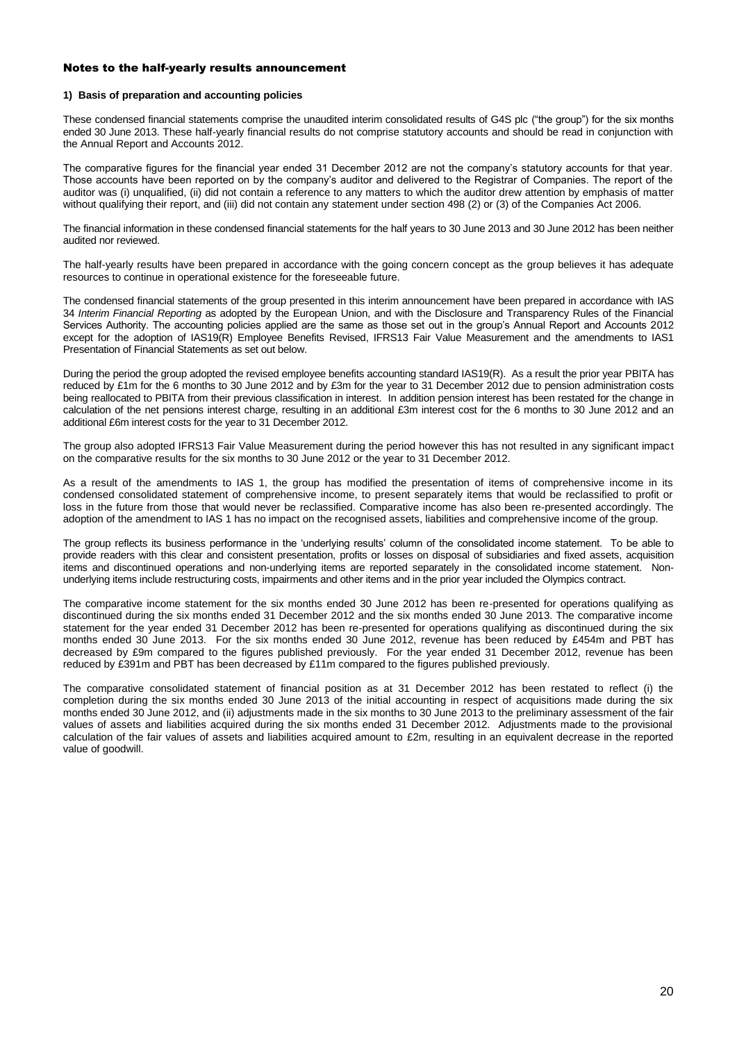## Notes to the half-yearly results announcement

### 1) Basis of preparation and accounting policies

These condensed financial statements comprise the unaudited interim consolidated results of G4S plc ("the group") for the six months ended 30 June 2013. These half-yearly financial results do not comprise statutory accounts and should be read in conjunction with the Annual Report and Accounts 2012.

The comparative figures for the financial year ended 31 December 2012 are not the company's statutory accounts for that year. Those accounts have been reported on by the company's auditor and delivered to the Registrar of Companies. The report of the auditor was (i) unqualified, (ii) did not contain a reference to any matters to which the auditor drew attention by emphasis of matter without qualifying their report, and (iii) did not contain any statement under section 498 (2) or (3) of the Companies Act 2006.

The financial information in these condensed financial statements for the half years to 30 June 2013 and 30 June 2012 has been neither audited nor reviewed.

The half-yearly results have been prepared in accordance with the going concern concept as the group believes it has adequate resources to continue in operational existence for the foreseeable future.

The condensed financial statements of the group presented in this interim announcement have been prepared in accordance with IAS 34 *Interim Financial Reporting* as adopted by the European Union, and with the Disclosure and Transparency Rules of the Financial Services Authority. The accounting policies applied are the same as those set out in the group's Annual Report and Accounts 2012 except for the adoption of IAS19(R) Employee Benefits Revised, IFRS13 Fair Value Measurement and the amendments to IAS1 Presentation of Financial Statements as set out below.

During the period the group adopted the revised employee benefits accounting standard IAS19(R). As a result the prior year PBITA has reduced by £1m for the 6 months to 30 June 2012 and by £3m for the year to 31 December 2012 due to pension administration costs being reallocated to PBITA from their previous classification in interest. In addition pension interest has been restated for the change in calculation of the net pensions interest charge, resulting in an additional £3m interest cost for the 6 months to 30 June 2012 and an additional £6m interest costs for the year to 31 December 2012.

The group also adopted IFRS13 Fair Value Measurement during the period however this has not resulted in any significant impact on the comparative results for the six months to 30 June 2012 or the year to 31 December 2012.

As a result of the amendments to IAS 1, the group has modified the presentation of items of comprehensive income in its condensed consolidated statement of comprehensive income, to present separately items that would be reclassified to profit or loss in the future from those that would never be reclassified. Comparative income has also been re-presented accordingly. The adoption of the amendment to IAS 1 has no impact on the recognised assets, liabilities and comprehensive income of the group.

The group reflects its business performance in the 'underlying results' column of the consolidated income statement. To be able to provide readers with this clear and consistent presentation, profits or losses on disposal of subsidiaries and fixed assets, acquisition items and discontinued operations and non-underlying items are reported separately in the consolidated income statement. Non-underlying items include restructuring costs, impairments and other items and in the prior year included the Olympics contract.

The comparative income statement for the six months ended 30 June 2012 has been re-presented for operations qualifying as discontinued during the six months ended 31 December 2012 and the six months ended 30 June 2013. The comparative income statement for the year ended 31 December 2012 has been re-presented for operations qualifying as discontinued during the six months ended 30 June 2013. For the six months ended 30 June 2012, revenue has been reduced by £454m and PBT has decreased by £9m compared to the figures published previously. For the year ended 31 December 2012, revenue has been reduced by £391m and PBT has been decreased by £11m compared to the figures published previously.

The comparative consolidated statement of financial position as at 31 December 2012 has been restated to reflect (i) the completion during the six months ended 30 June 2013 of the initial accounting in respect of acquisitions made during the six months ended 30 June 2012, and (ii) adjustments made in the six months to 30 June 2013 to the preliminary assessment of the fair values of assets and liabilities acquired during the six months ended 31 December 2012. Adjustments made to the provisional calculation of the fair values of assets and liabilities acquired amount to £2m, resulting in an equivalent decrease in the reported value of goodwill.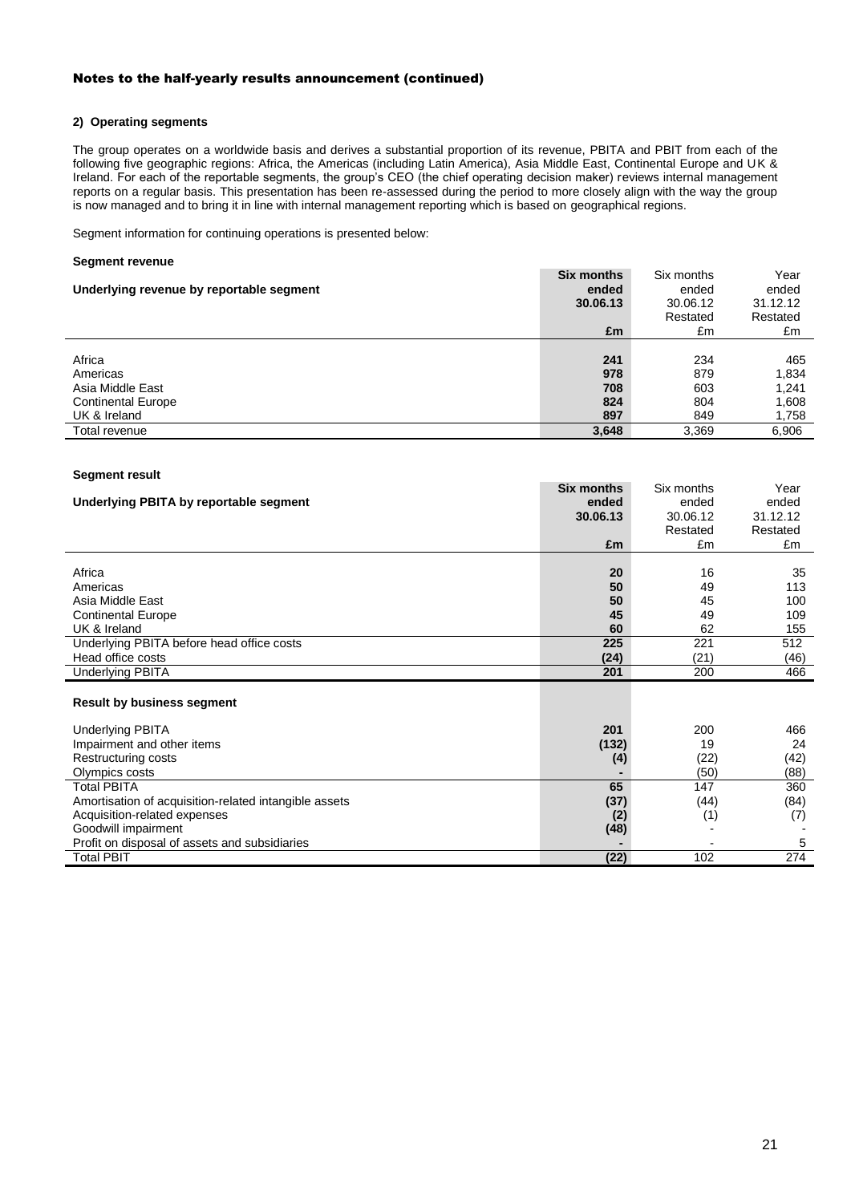## Notes to the half-yearly results announcement (continued)

### 2) Operating segments

The group operates on a worldwide basis and derives a substantial proportion of its revenue, PBITA and PBIT from each of the following five geographic regions: Africa, the Americas (including Latin America), Asia Middle East, Continental Europe and UK & Ireland. For each of the reportable segments, the group's CEO (the chief operating decision maker) reviews internal management reports on a regular basis. This presentation has been re-assessed during the period to more closely align with the way the group is now managed and to bring it in line with internal management reporting which is based on geographical regions.

Segment information for continuing operations is presented below:

**Segment revenue**

| Underlying revenue by reportable segment | **Six months ended 30.06.13** | Six months ended 30.06.12 Restated | Year ended 31.12.12 Restated |
|---|---|---|---|
| | **£m** | £m | £m |
| Africa | **241** | 234 | 465 |
| Americas | **978** | 879 | 1,834 |
| Asia Middle East | **708** | 603 | 1,241 |
| Continental Europe | **824** | 804 | 1,608 |
| UK & Ireland | **897** | 849 | 1,758 |
| Total revenue | **3,648** | 3,369 | 6,906 |

**Segment result**

| Underlying PBITA by reportable segment | **Six months ended 30.06.13** | Six months ended 30.06.12 Restated | Year ended 31.12.12 Restated |
|---|---|---|---|
| | **£m** | £m | £m |
| Africa | **20** | 16 | 35 |
| Americas | **50** | 49 | 113 |
| Asia Middle East | **50** | 45 | 100 |
| Continental Europe | **45** | 49 | 109 |
| UK & Ireland | **60** | 62 | 155 |
| Underlying PBITA before head office costs | **225** | 221 | 512 |
| Head office costs | **(24)** | (21) | (46) |
| Underlying PBITA | **201** | 200 | 466 |
| **Result by business segment** | | | |
| Underlying PBITA | **201** | 200 | 466 |
| Impairment and other items | **(132)** | 19 | 24 |
| Restructuring costs | **(4)** | (22) | (42) |
| Olympics costs | **-** | (50) | (88) |
| Total PBITA | **65** | 147 | 360 |
| Amortisation of acquisition-related intangible assets | **(37)** | (44) | (84) |
| Acquisition-related expenses | **(2)** | (1) | (7) |
| Goodwill impairment | **(48)** | - | - |
| Profit on disposal of assets and subsidiaries | **-** | - | 5 |
| Total PBIT | **(22)** | 102 | 274 |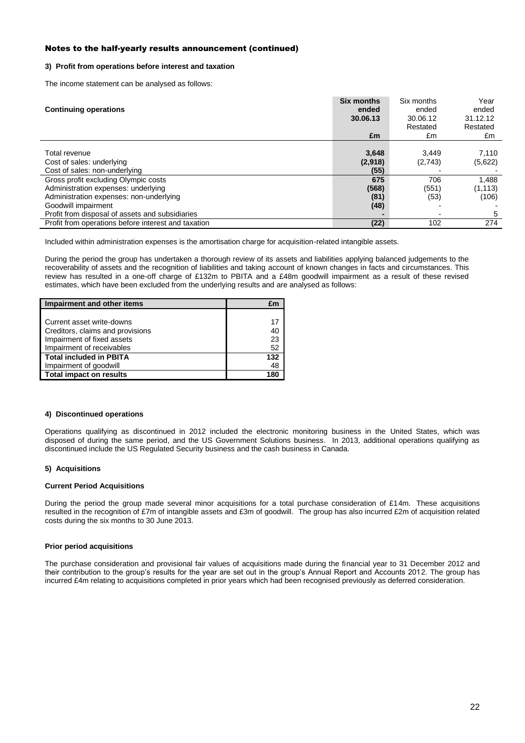## Notes to the half-yearly results announcement (continued)

### 3) Profit from operations before interest and taxation

The income statement can be analysed as follows:

| Continuing operations | Six months ended 30.06.13 £m | Six months ended 30.06.12 Restated £m | Year ended 31.12.12 Restated £m |
|---|---|---|---|
| Total revenue | **3,648** | 3,449 | 7,110 |
| Cost of sales: underlying | **(2,918)** | (2,743) | (5,622) |
| Cost of sales: non-underlying | **(55)** | - | - |
| Gross profit excluding Olympic costs | **675** | 706 | 1,488 |
| Administration expenses: underlying | **(568)** | (551) | (1,113) |
| Administration expenses: non-underlying | **(81)** | (53) | (106) |
| Goodwill impairment | **(48)** | - | - |
| Profit from disposal of assets and subsidiaries | **-** | - | 5 |
| Profit from operations before interest and taxation | **(22)** | 102 | 274 |

Included within administration expenses is the amortisation charge for acquisition-related intangible assets.

During the period the group has undertaken a thorough review of its assets and liabilities applying balanced judgements to the recoverability of assets and the recognition of liabilities and taking account of known changes in facts and circumstances. This review has resulted in a one-off charge of £132m to PBITA and a £48m goodwill impairment as a result of these revised estimates, which have been excluded from the underlying results and are analysed as follows:

| Impairment and other items | £m |
|---|---|
| Current asset write-downs | 17 |
| Creditors, claims and provisions | 40 |
| Impairment of fixed assets | 23 |
| Impairment of receivables | 52 |
| **Total included in PBITA** | **132** |
| Impairment of goodwill | 48 |
| **Total impact on results** | **180** |

### 4) Discontinued operations

Operations qualifying as discontinued in 2012 included the electronic monitoring business in the United States, which was disposed of during the same period, and the US Government Solutions business. In 2013, additional operations qualifying as discontinued include the US Regulated Security business and the cash business in Canada.

### 5) Acquisitions

**Current Period Acquisitions**

During the period the group made several minor acquisitions for a total purchase consideration of £14m. These acquisitions resulted in the recognition of £7m of intangible assets and £3m of goodwill. The group has also incurred £2m of acquisition related costs during the six months to 30 June 2013.

**Prior period acquisitions**

The purchase consideration and provisional fair values of acquisitions made during the financial year to 31 December 2012 and their contribution to the group's results for the year are set out in the group's Annual Report and Accounts 2012. The group has incurred £4m relating to acquisitions completed in prior years which had been recognised previously as deferred consideration.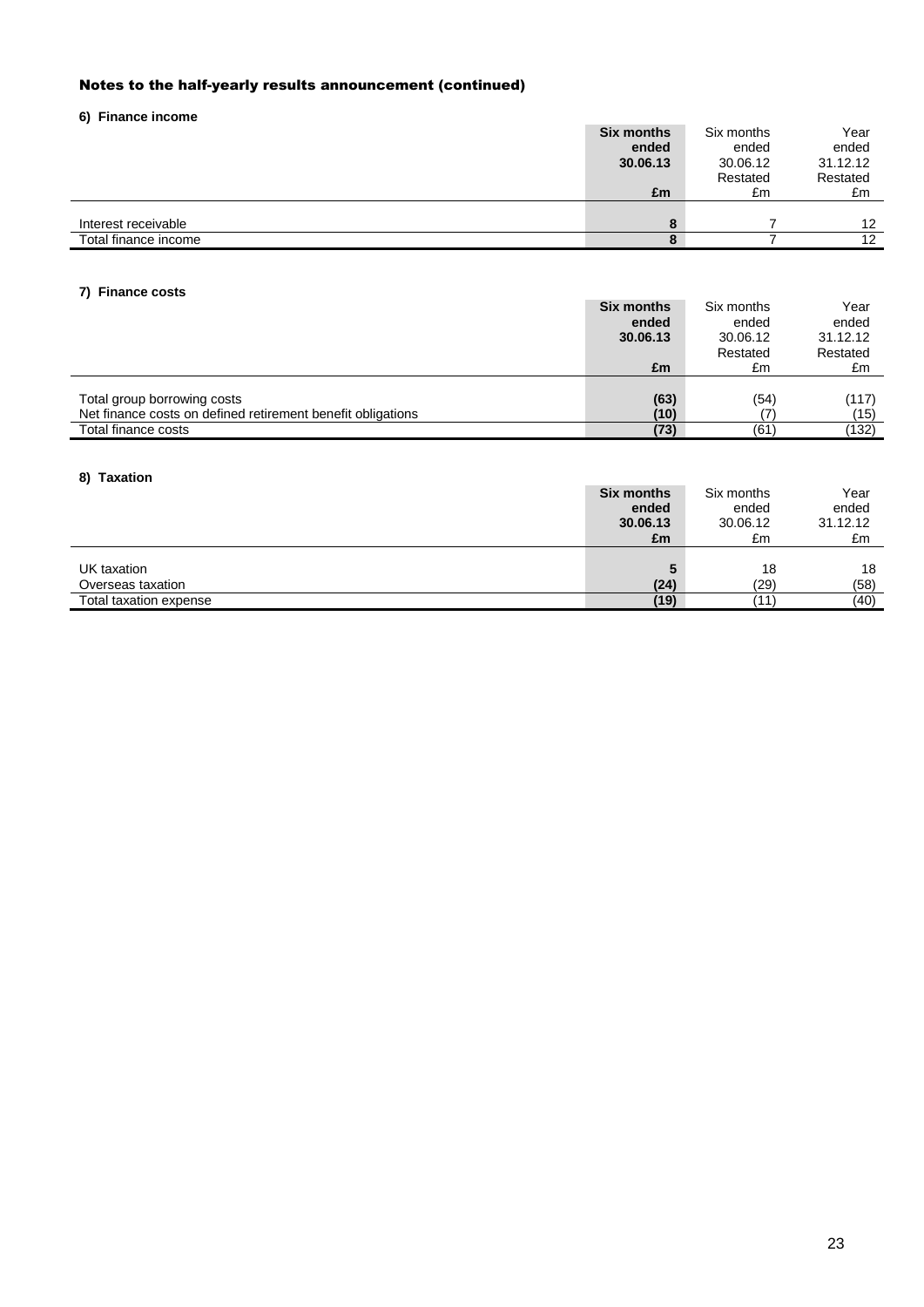## Notes to the half-yearly results announcement (continued)

### 6) Finance income

| | **Six months ended 30.06.13** | Six months ended 30.06.12 Restated | Year ended 31.12.12 Restated |
|---|---|---|---|
| | **£m** | £m | £m |
| Interest receivable | **8** | 7 | 12 |
| Total finance income | **8** | 7 | 12 |

### 7) Finance costs

| | **Six months ended 30.06.13** | Six months ended 30.06.12 Restated | Year ended 31.12.12 Restated |
|---|---|---|---|
| | **£m** | £m | £m |
| Total group borrowing costs | **(63)** | (54) | (117) |
| Net finance costs on defined retirement benefit obligations | **(10)** | (7) | (15) |
| Total finance costs | **(73)** | (61) | (132) |

### 8) Taxation

| | **Six months ended 30.06.13** | Six months ended 30.06.12 | Year ended 31.12.12 |
|---|---|---|---|
| | **£m** | £m | £m |
| UK taxation | **5** | 18 | 18 |
| Overseas taxation | **(24)** | (29) | (58) |
| Total taxation expense | **(19)** | (11) | (40) |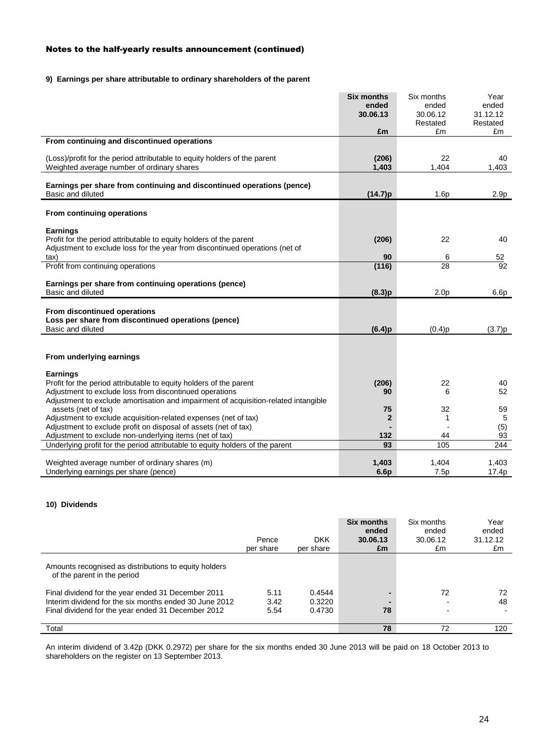## Notes to the half-yearly results announcement (continued)

### 9) Earnings per share attributable to ordinary shareholders of the parent

| | **Six months ended 30.06.13 £m** | Six months ended 30.06.12 Restated £m | Year ended 31.12.12 Restated £m |
|---|---|---|---|
| **From continuing and discontinued operations** | | | |
| (Loss)/profit for the period attributable to equity holders of the parent | **(206)** | 22 | 40 |
| Weighted average number of ordinary shares | **1,403** | 1,404 | 1,403 |
| **Earnings per share from continuing and discontinued operations (pence)** | | | |
| Basic and diluted | **(14.7)p** | 1.6p | 2.9p |
| **From continuing operations** | | | |
| **Earnings** | | | |
| Profit for the period attributable to equity holders of the parent | **(206)** | 22 | 40 |
| Adjustment to exclude loss for the year from discontinued operations (net of tax) | **90** | 6 | 52 |
| Profit from continuing operations | **(116)** | 28 | 92 |
| **Earnings per share from continuing operations (pence)** | | | |
| Basic and diluted | **(8.3)p** | 2.0p | 6.6p |
| **From discontinued operations** | | | |
| **Loss per share from discontinued operations (pence)** | | | |
| Basic and diluted | **(6.4)p** | (0.4)p | (3.7)p |
| **From underlying earnings** | | | |
| **Earnings** | | | |
| Profit for the period attributable to equity holders of the parent | **(206)** | 22 | 40 |
| Adjustment to exclude loss from discontinued operations | **90** | 6 | 52 |
| Adjustment to exclude amortisation and impairment of acquisition-related intangible assets (net of tax) | **75** | 32 | 59 |
| Adjustment to exclude acquisition-related expenses (net of tax) | **2** | 1 | 5 |
| Adjustment to exclude profit on disposal of assets (net of tax) | **-** | - | (5) |
| Adjustment to exclude non-underlying items (net of tax) | **132** | 44 | 93 |
| Underlying profit for the period attributable to equity holders of the parent | **93** | 105 | 244 |
| Weighted average number of ordinary shares (m) | **1,403** | 1,404 | 1,403 |
| Underlying earnings per share (pence) | **6.6p** | 7.5p | 17.4p |

### 10) Dividends

| | Pence per share | DKK per share | **Six months ended 30.06.13 £m** | Six months ended 30.06.12 £m | Year ended 31.12.12 £m |
|---|---|---|---|---|---|
| Amounts recognised as distributions to equity holders of the parent in the period | | | | | |
| Final dividend for the year ended 31 December 2011 | 5.11 | 0.4544 | **-** | 72 | 72 |
| Interim dividend for the six months ended 30 June 2012 | 3.42 | 0.3220 | **-** | - | 48 |
| Final dividend for the year ended 31 December 2012 | 5.54 | 0.4730 | **78** | - | - |
| Total | | | **78** | 72 | 120 |

An interim dividend of 3.42p (DKK 0.2972) per share for the six months ended 30 June 2013 will be paid on 18 October 2013 to shareholders on the register on 13 September 2013.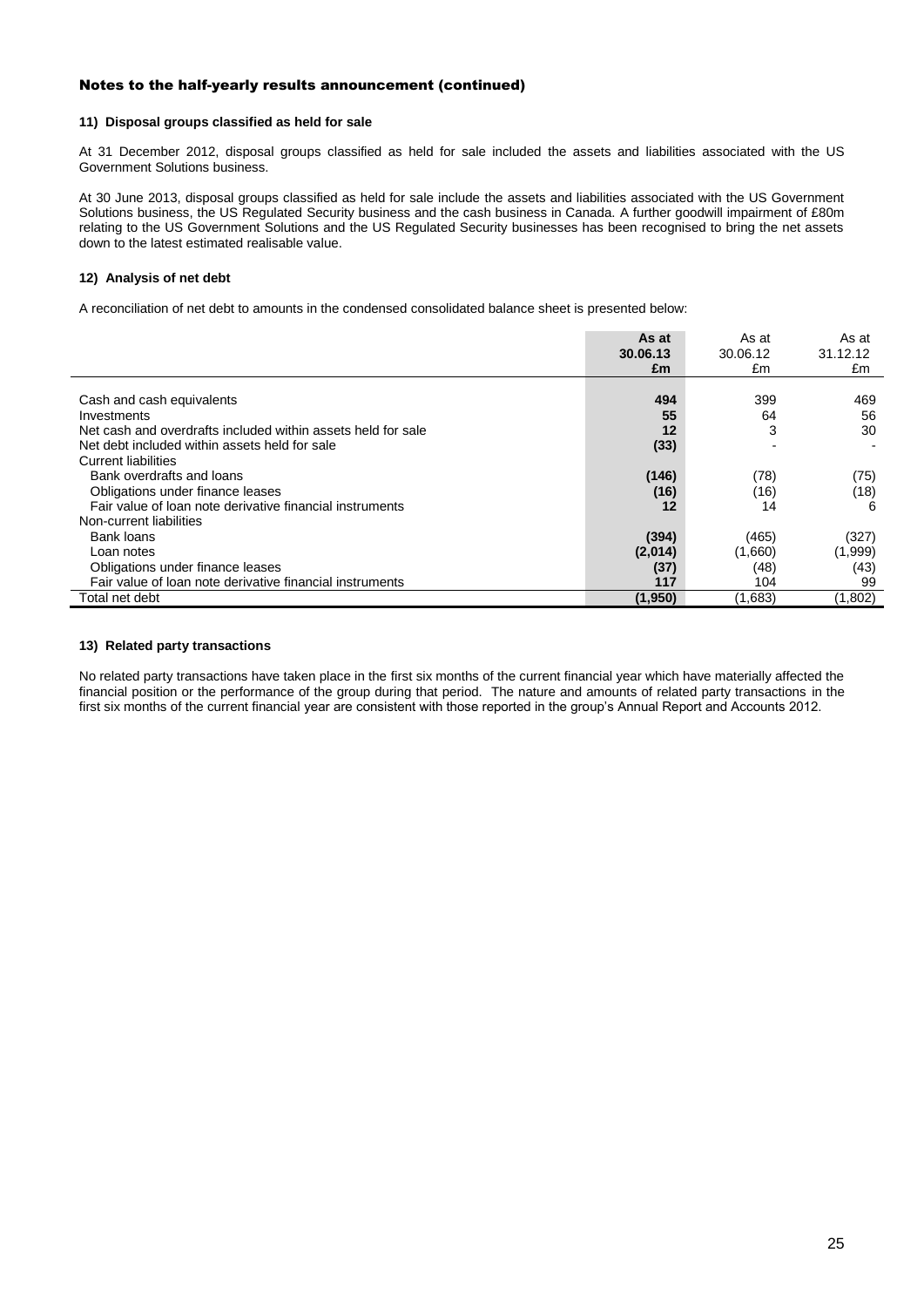## Notes to the half-yearly results announcement (continued)

### 11) Disposal groups classified as held for sale

At 31 December 2012, disposal groups classified as held for sale included the assets and liabilities associated with the US Government Solutions business.

At 30 June 2013, disposal groups classified as held for sale include the assets and liabilities associated with the US Government Solutions business, the US Regulated Security business and the cash business in Canada. A further goodwill impairment of £80m relating to the US Government Solutions and the US Regulated Security businesses has been recognised to bring the net assets down to the latest estimated realisable value.

### 12) Analysis of net debt

A reconciliation of net debt to amounts in the condensed consolidated balance sheet is presented below:

| | **As at 30.06.13 £m** | As at 30.06.12 £m | As at 31.12.12 £m |
|---|---|---|---|
| Cash and cash equivalents | **494** | 399 | 469 |
| Investments | **55** | 64 | 56 |
| Net cash and overdrafts included within assets held for sale | **12** | 3 | 30 |
| Net debt included within assets held for sale | **(33)** | - | - |
| Current liabilities | | | |
| Bank overdrafts and loans | **(146)** | (78) | (75) |
| Obligations under finance leases | **(16)** | (16) | (18) |
| Fair value of loan note derivative financial instruments | **12** | 14 | 6 |
| Non-current liabilities | | | |
| Bank loans | **(394)** | (465) | (327) |
| Loan notes | **(2,014)** | (1,660) | (1,999) |
| Obligations under finance leases | **(37)** | (48) | (43) |
| Fair value of loan note derivative financial instruments | **117** | 104 | 99 |
| Total net debt | **(1,950)** | (1,683) | (1,802) |

### 13) Related party transactions

No related party transactions have taken place in the first six months of the current financial year which have materially affected the financial position or the performance of the group during that period. The nature and amounts of related party transactions in the first six months of the current financial year are consistent with those reported in the group's Annual Report and Accounts 2012.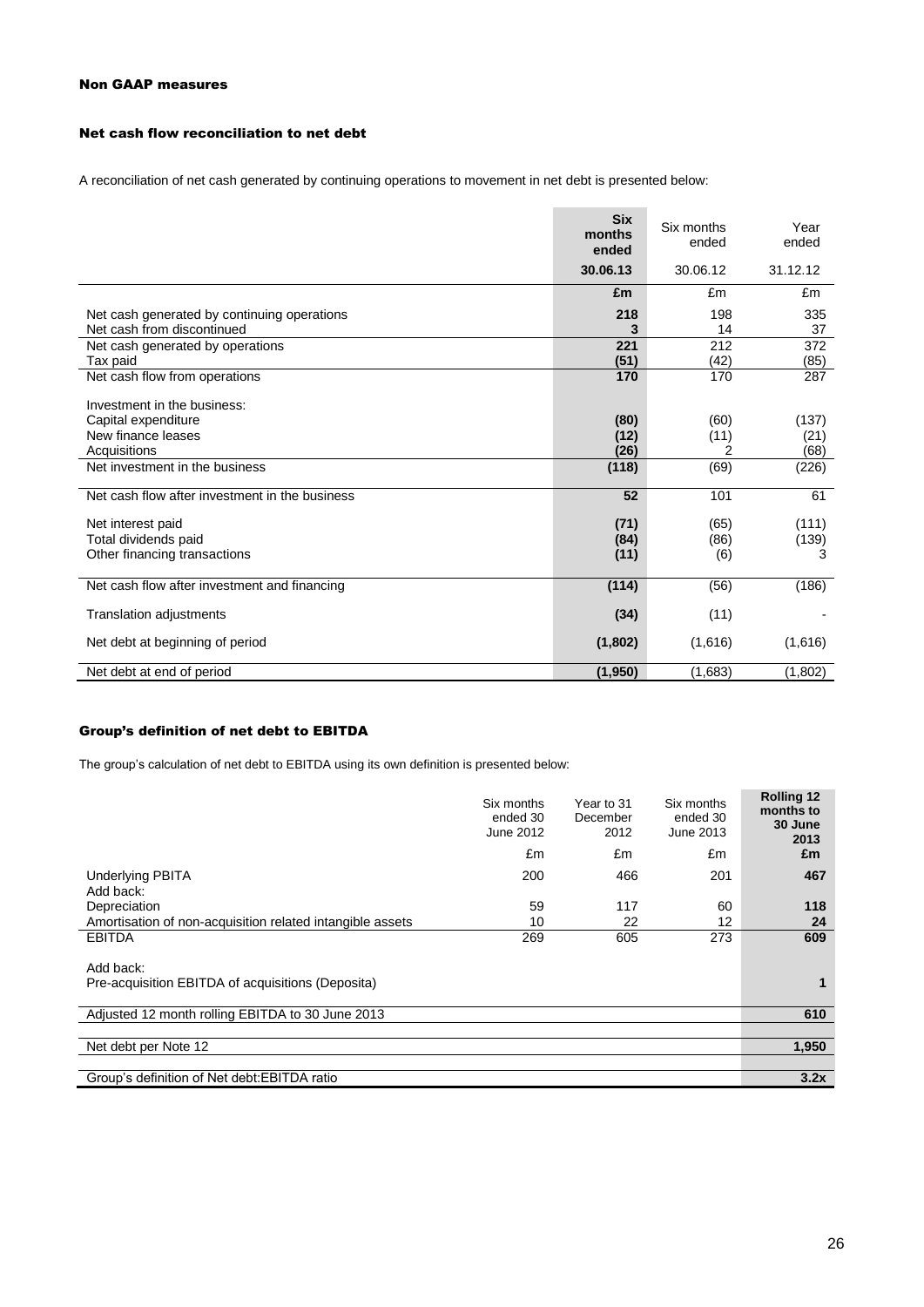### Non GAAP measures

### Net cash flow reconciliation to net debt

A reconciliation of net cash generated by continuing operations to movement in net debt is presented below:

| | **Six months ended** | Six months ended | Year ended |
|---|---|---|---|
| | **30.06.13** | 30.06.12 | 31.12.12 |
| | **£m** | £m | £m |
| Net cash generated by continuing operations | **218** | 198 | 335 |
| Net cash from discontinued | **3** | 14 | 37 |
| Net cash generated by operations | **221** | 212 | 372 |
| Tax paid | **(51)** | (42) | (85) |
| Net cash flow from operations | **170** | 170 | 287 |
| Investment in the business: | | | |
| Capital expenditure | **(80)** | (60) | (137) |
| New finance leases | **(12)** | (11) | (21) |
| Acquisitions | **(26)** | 2 | (68) |
| Net investment in the business | **(118)** | (69) | (226) |
| Net cash flow after investment in the business | **52** | 101 | 61 |
| Net interest paid | **(71)** | (65) | (111) |
| Total dividends paid | **(84)** | (86) | (139) |
| Other financing transactions | **(11)** | (6) | 3 |
| Net cash flow after investment and financing | **(114)** | (56) | (186) |
| Translation adjustments | **(34)** | (11) | - |
| Net debt at beginning of period | **(1,802)** | (1,616) | (1,616) |
| Net debt at end of period | **(1,950)** | (1,683) | (1,802) |

### Group's definition of net debt to EBITDA

The group's calculation of net debt to EBITDA using its own definition is presented below:

| | Six months ended 30 June 2012 | Year to 31 December 2012 | Six months ended 30 June 2013 | **Rolling 12 months to 30 June 2013** |
|---|---|---|---|---|
| | £m | £m | £m | **£m** |
| Underlying PBITA | 200 | 466 | 201 | **467** |
| Add back: | | | | |
| Depreciation | 59 | 117 | 60 | **118** |
| Amortisation of non-acquisition related intangible assets | 10 | 22 | 12 | **24** |
| EBITDA | 269 | 605 | 273 | **609** |
| Add back: | | | | |
| Pre-acquisition EBITDA of acquisitions (Deposita) | | | | **1** |
| Adjusted 12 month rolling EBITDA to 30 June 2013 | | | | **610** |
| Net debt per Note 12 | | | | **1,950** |
| Group's definition of Net debt:EBITDA ratio | | | | **3.2x** |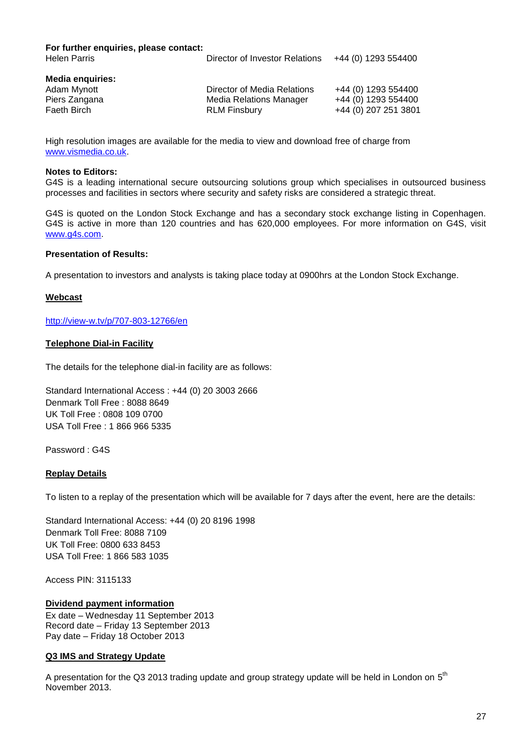**For further enquiries, please contact:**

| | | |
|---|---|---|
| Helen Parris | Director of Investor Relations | +44 (0) 1293 554400 |

**Media enquiries:**

| | | |
|---|---|---|
| Adam Mynott | Director of Media Relations | +44 (0) 1293 554400 |
| Piers Zangana | Media Relations Manager | +44 (0) 1293 554400 |
| Faeth Birch | RLM Finsbury | +44 (0) 207 251 3801 |

High resolution images are available for the media to view and download free of charge from www.vismedia.co.uk.

**Notes to Editors:**

G4S is a leading international secure outsourcing solutions group which specialises in outsourced business processes and facilities in sectors where security and safety risks are considered a strategic threat.

G4S is quoted on the London Stock Exchange and has a secondary stock exchange listing in Copenhagen. G4S is active in more than 120 countries and has 620,000 employees. For more information on G4S, visit www.g4s.com.

**Presentation of Results:**

A presentation to investors and analysts is taking place today at 0900hrs at the London Stock Exchange.

**Webcast**

http://view-w.tv/p/707-803-12766/en

**Telephone Dial-in Facility**

The details for the telephone dial-in facility are as follows:

Standard International Access : +44 (0) 20 3003 2666
Denmark Toll Free : 8088 8649
UK Toll Free : 0808 109 0700
USA Toll Free : 1 866 966 5335

Password : G4S

**Replay Details**

To listen to a replay of the presentation which will be available for 7 days after the event, here are the details:

Standard International Access: +44 (0) 20 8196 1998
Denmark Toll Free: 8088 7109
UK Toll Free: 0800 633 8453
USA Toll Free: 1 866 583 1035

Access PIN: 3115133

**Dividend payment information**

Ex date – Wednesday 11 September 2013
Record date – Friday 13 September 2013
Pay date – Friday 18 October 2013

**Q3 IMS and Strategy Update**

A presentation for the Q3 2013 trading update and group strategy update will be held in London on 5th November 2013.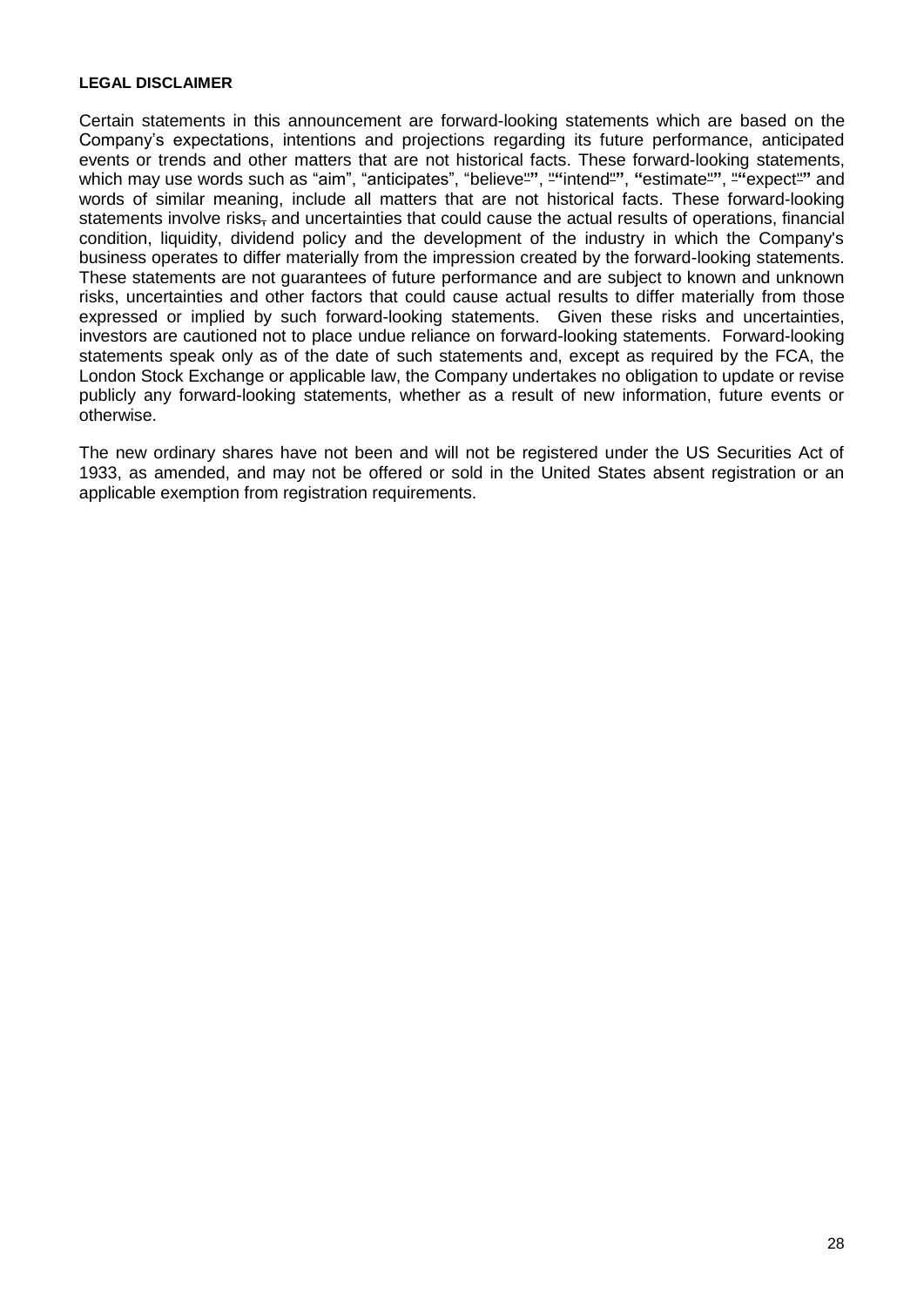**LEGAL DISCLAIMER**

Certain statements in this announcement are forward-looking statements which are based on the Company's expectations, intentions and projections regarding its future performance, anticipated events or trends and other matters that are not historical facts. These forward-looking statements, which may use words such as "aim", "anticipates", "believe", "intend", "estimate", "expect" and words of similar meaning, include all matters that are not historical facts. These forward-looking statements involve risks and uncertainties that could cause the actual results of operations, financial condition, liquidity, dividend policy and the development of the industry in which the Company's business operates to differ materially from the impression created by the forward-looking statements. These statements are not guarantees of future performance and are subject to known and unknown risks, uncertainties and other factors that could cause actual results to differ materially from those expressed or implied by such forward-looking statements. Given these risks and uncertainties, investors are cautioned not to place undue reliance on forward-looking statements. Forward-looking statements speak only as of the date of such statements and, except as required by the FCA, the London Stock Exchange or applicable law, the Company undertakes no obligation to update or revise publicly any forward-looking statements, whether as a result of new information, future events or otherwise.

The new ordinary shares have not been and will not be registered under the US Securities Act of 1933, as amended, and may not be offered or sold in the United States absent registration or an applicable exemption from registration requirements.